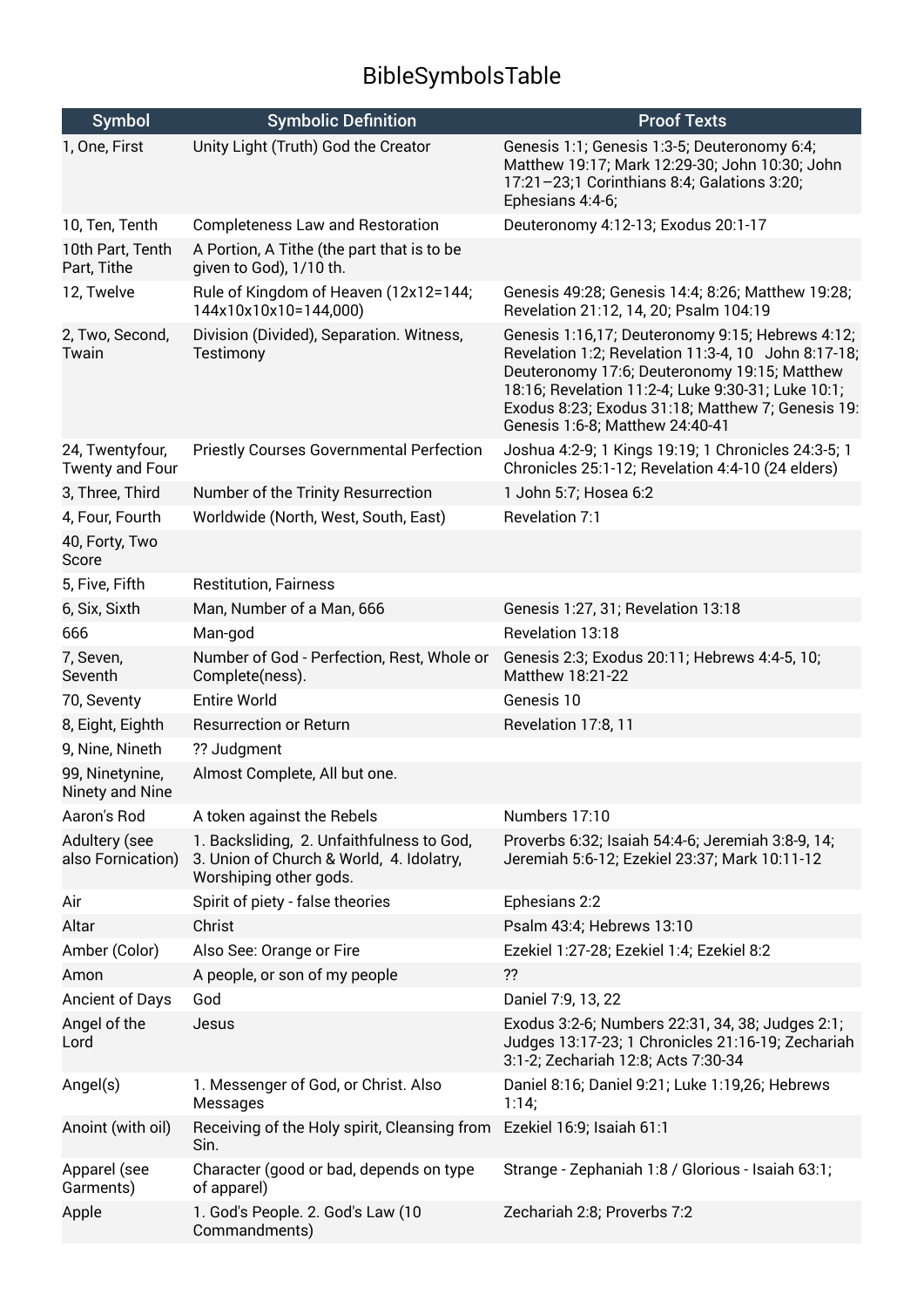# BibleSymbolsTable

| Symbol | Symbolic Definition | Proof Texts |
|---|---|---|
| 1, One, First | Unity Light (Truth) God the Creator | Genesis 1:1; Genesis 1:3-5; Deuteronomy 6:4; Matthew 19:17; Mark 12:29-30; John 10:30; John 17:21–23;1 Corinthians 8:4; Galations 3:20; Ephesians 4:4-6; |
| 10, Ten, Tenth | Completeness Law and Restoration | Deuteronomy 4:12-13; Exodus 20:1-17 |
| 10th Part, Tenth Part, Tithe | A Portion, A Tithe (the part that is to be given to God), 1/10 th. | |
| 12, Twelve | Rule of Kingdom of Heaven (12x12=144; 144x10x10x10=144,000) | Genesis 49:28; Genesis 14:4; 8:26; Matthew 19:28; Revelation 21:12, 14, 20; Psalm 104:19 |
| 2, Two, Second, Twain | Division (Divided), Separation. Witness, Testimony | Genesis 1:16,17; Deuteronomy 9:15; Hebrews 4:12; Revelation 1:2; Revelation 11:3-4, 10 John 8:17-18; Deuteronomy 17:6; Deuteronomy 19:15; Matthew 18:16; Revelation 11:2-4; Luke 9:30-31; Luke 10:1; Exodus 8:23; Exodus 31:18; Matthew 7; Genesis 19: Genesis 1:6-8; Matthew 24:40-41 |
| 24, Twentyfour, Twenty and Four | Priestly Courses Governmental Perfection | Joshua 4:2-9; 1 Kings 19:19; 1 Chronicles 24:3-5; 1 Chronicles 25:1-12; Revelation 4:4-10 (24 elders) |
| 3, Three, Third | Number of the Trinity Resurrection | 1 John 5:7; Hosea 6:2 |
| 4, Four, Fourth | Worldwide (North, West, South, East) | Revelation 7:1 |
| 40, Forty, Two Score | | |
| 5, Five, Fifth | Restitution, Fairness | |
| 6, Six, Sixth | Man, Number of a Man, 666 | Genesis 1:27, 31; Revelation 13:18 |
| 666 | Man-god | Revelation 13:18 |
| 7, Seven, Seventh | Number of God - Perfection, Rest, Whole or Complete(ness). | Genesis 2:3; Exodus 20:11; Hebrews 4:4-5, 10; Matthew 18:21-22 |
| 70, Seventy | Entire World | Genesis 10 |
| 8, Eight, Eighth | Resurrection or Return | Revelation 17:8, 11 |
| 9, Nine, Nineth | ?? Judgment | |
| 99, Ninetynine, Ninety and Nine | Almost Complete, All but one. | |
| Aaron's Rod | A token against the Rebels | Numbers 17:10 |
| Adultery (see also Fornication) | 1. Backsliding, 2. Unfaithfulness to God, 3. Union of Church & World, 4. Idolatry, Worshiping other gods. | Proverbs 6:32; Isaiah 54:4-6; Jeremiah 3:8-9, 14; Jeremiah 5:6-12; Ezekiel 23:37; Mark 10:11-12 |
| Air | Spirit of piety - false theories | Ephesians 2:2 |
| Altar | Christ | Psalm 43:4; Hebrews 13:10 |
| Amber (Color) | Also See: Orange or Fire | Ezekiel 1:27-28; Ezekiel 1:4; Ezekiel 8:2 |
| Amon | A people, or son of my people | ?? |
| Ancient of Days | God | Daniel 7:9, 13, 22 |
| Angel of the Lord | Jesus | Exodus 3:2-6; Numbers 22:31, 34, 38; Judges 2:1; Judges 13:17-23; 1 Chronicles 21:16-19; Zechariah 3:1-2; Zechariah 12:8; Acts 7:30-34 |
| Angel(s) | 1. Messenger of God, or Christ. Also Messages | Daniel 8:16; Daniel 9:21; Luke 1:19,26; Hebrews 1:14; |
| Anoint (with oil) | Receiving of the Holy spirit, Cleansing from Sin. | Ezekiel 16:9; Isaiah 61:1 |
| Apparel (see Garments) | Character (good or bad, depends on type of apparel) | Strange - Zephaniah 1:8 / Glorious - Isaiah 63:1; |
| Apple | 1. God's People. 2. God's Law (10 Commandments) | Zechariah 2:8; Proverbs 7:2 |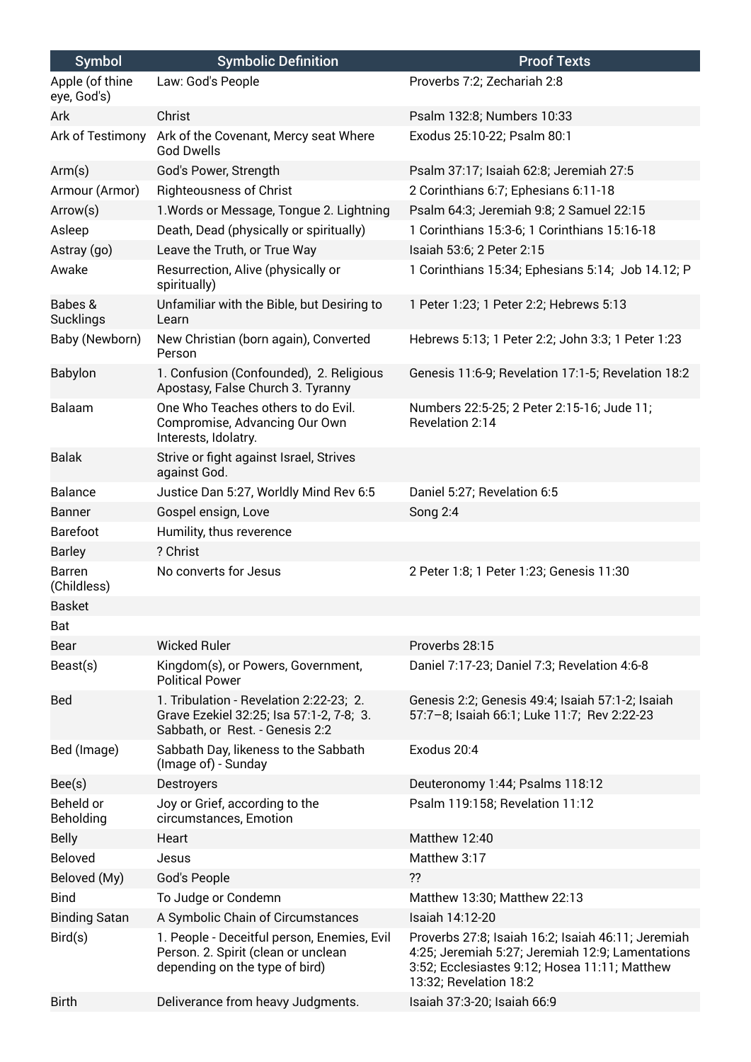| Symbol | Symbolic Definition | Proof Texts |
|---|---|---|
| Apple (of thine eye, God's) | Law: God's People | Proverbs 7:2; Zechariah 2:8 |
| Ark | Christ | Psalm 132:8; Numbers 10:33 |
| Ark of Testimony | Ark of the Covenant, Mercy seat Where God Dwells | Exodus 25:10-22; Psalm 80:1 |
| Arm(s) | God's Power, Strength | Psalm 37:17; Isaiah 62:8; Jeremiah 27:5 |
| Armour (Armor) | Righteousness of Christ | 2 Corinthians 6:7; Ephesians 6:11-18 |
| Arrow(s) | 1.Words or Message, Tongue 2. Lightning | Psalm 64:3; Jeremiah 9:8; 2 Samuel 22:15 |
| Asleep | Death, Dead (physically or spiritually) | 1 Corinthians 15:3-6; 1 Corinthians 15:16-18 |
| Astray (go) | Leave the Truth, or True Way | Isaiah 53:6; 2 Peter 2:15 |
| Awake | Resurrection, Alive (physically or spiritually) | 1 Corinthians 15:34; Ephesians 5:14; Job 14.12; P |
| Babes & Sucklings | Unfamiliar with the Bible, but Desiring to Learn | 1 Peter 1:23; 1 Peter 2:2; Hebrews 5:13 |
| Baby (Newborn) | New Christian (born again), Converted Person | Hebrews 5:13; 1 Peter 2:2; John 3:3; 1 Peter 1:23 |
| Babylon | 1. Confusion (Confounded), 2. Religious Apostasy, False Church 3. Tyranny | Genesis 11:6-9; Revelation 17:1-5; Revelation 18:2 |
| Balaam | One Who Teaches others to do Evil. Compromise, Advancing Our Own Interests, Idolatry. | Numbers 22:5-25; 2 Peter 2:15-16; Jude 11; Revelation 2:14 |
| Balak | Strive or fight against Israel, Strives against God. | |
| Balance | Justice Dan 5:27, Worldly Mind Rev 6:5 | Daniel 5:27; Revelation 6:5 |
| Banner | Gospel ensign, Love | Song 2:4 |
| Barefoot | Humility, thus reverence | |
| Barley | ? Christ | |
| Barren (Childless) | No converts for Jesus | 2 Peter 1:8; 1 Peter 1:23; Genesis 11:30 |
| Basket | | |
| Bat | | |
| Bear | Wicked Ruler | Proverbs 28:15 |
| Beast(s) | Kingdom(s), or Powers, Government, Political Power | Daniel 7:17-23; Daniel 7:3; Revelation 4:6-8 |
| Bed | 1. Tribulation - Revelation 2:22-23; 2. Grave Ezekiel 32:25; Isa 57:1-2, 7-8; 3. Sabbath, or Rest. - Genesis 2:2 | Genesis 2:2; Genesis 49:4; Isaiah 57:1-2; Isaiah 57:7–8; Isaiah 66:1; Luke 11:7; Rev 2:22-23 |
| Bed (Image) | Sabbath Day, likeness to the Sabbath (Image of) - Sunday | Exodus 20:4 |
| Bee(s) | Destroyers | Deuteronomy 1:44; Psalms 118:12 |
| Beheld or Beholding | Joy or Grief, according to the circumstances, Emotion | Psalm 119:158; Revelation 11:12 |
| Belly | Heart | Matthew 12:40 |
| Beloved | Jesus | Matthew 3:17 |
| Beloved (My) | God's People | ?? |
| Bind | To Judge or Condemn | Matthew 13:30; Matthew 22:13 |
| Binding Satan | A Symbolic Chain of Circumstances | Isaiah 14:12-20 |
| Bird(s) | 1. People - Deceitful person, Enemies, Evil Person. 2. Spirit (clean or unclean depending on the type of bird) | Proverbs 27:8; Isaiah 16:2; Isaiah 46:11; Jeremiah 4:25; Jeremiah 5:27; Jeremiah 12:9; Lamentations 3:52; Ecclesiastes 9:12; Hosea 11:11; Matthew 13:32; Revelation 18:2 |
| Birth | Deliverance from heavy Judgments. | Isaiah 37:3-20; Isaiah 66:9 |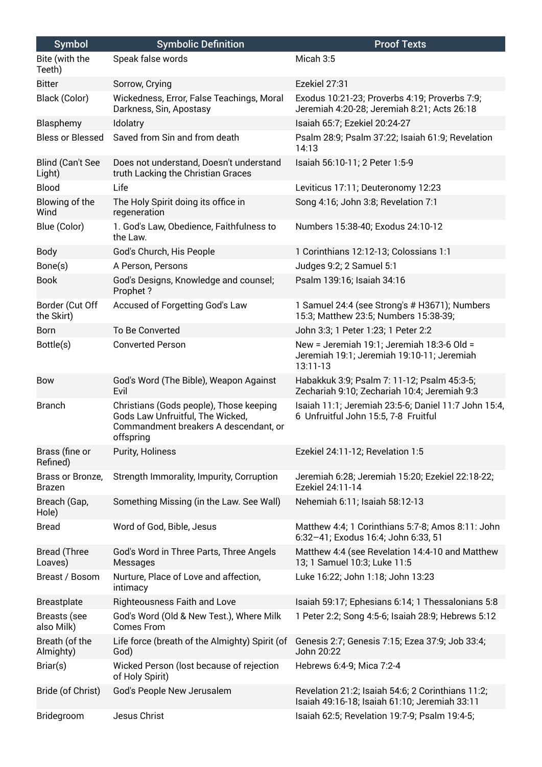| Symbol | Symbolic Definition | Proof Texts |
|---|---|---|
| Bite (with the Teeth) | Speak false words | Micah 3:5 |
| Bitter | Sorrow, Crying | Ezekiel 27:31 |
| Black (Color) | Wickedness, Error, False Teachings, Moral Darkness, Sin, Apostasy | Exodus 10:21-23; Proverbs 4:19; Proverbs 7:9; Jeremiah 4:20-28; Jeremiah 8:21; Acts 26:18 |
| Blasphemy | Idolatry | Isaiah 65:7; Ezekiel 20:24-27 |
| Bless or Blessed | Saved from Sin and from death | Psalm 28:9; Psalm 37:22; Isaiah 61:9; Revelation 14:13 |
| Blind (Can't See Light) | Does not understand, Doesn't understand truth Lacking the Christian Graces | Isaiah 56:10-11; 2 Peter 1:5-9 |
| Blood | Life | Leviticus 17:11; Deuteronomy 12:23 |
| Blowing of the Wind | The Holy Spirit doing its office in regeneration | Song 4:16; John 3:8; Revelation 7:1 |
| Blue (Color) | 1. God's Law, Obedience, Faithfulness to the Law. | Numbers 15:38-40; Exodus 24:10-12 |
| Body | God's Church, His People | 1 Corinthians 12:12-13; Colossians 1:1 |
| Bone(s) | A Person, Persons | Judges 9:2; 2 Samuel 5:1 |
| Book | God's Designs, Knowledge and counsel; Prophet ? | Psalm 139:16; Isaiah 34:16 |
| Border (Cut Off the Skirt) | Accused of Forgetting God's Law | 1 Samuel 24:4 (see Strong's # H3671); Numbers 15:3; Matthew 23:5; Numbers 15:38-39; |
| Born | To Be Converted | John 3:3; 1 Peter 1:23; 1 Peter 2:2 |
| Bottle(s) | Converted Person | New = Jeremiah 19:1; Jeremiah 18:3-6 Old = Jeremiah 19:1; Jeremiah 19:10-11; Jeremiah 13:11-13 |
| Bow | God's Word (The Bible), Weapon Against Evil | Habakkuk 3:9; Psalm 7: 11-12; Psalm 45:3-5; Zechariah 9:10; Zechariah 10:4; Jeremiah 9:3 |
| Branch | Christians (Gods people), Those keeping Gods Law Unfruitful, The Wicked, Commandment breakers A descendant, or offspring | Isaiah 11:1; Jeremiah 23:5-6; Daniel 11:7 John 15:4, 6 Unfruitful John 15:5, 7-8 Fruitful |
| Brass (fine or Refined) | Purity, Holiness | Ezekiel 24:11-12; Revelation 1:5 |
| Brass or Bronze, Brazen | Strength Immorality, Impurity, Corruption | Jeremiah 6:28; Jeremiah 15:20; Ezekiel 22:18-22; Ezekiel 24:11-14 |
| Breach (Gap, Hole) | Something Missing (in the Law. See Wall) | Nehemiah 6:11; Isaiah 58:12-13 |
| Bread | Word of God, Bible, Jesus | Matthew 4:4; 1 Corinthians 5:7-8; Amos 8:11: John 6:32–41; Exodus 16:4; John 6:33, 51 |
| Bread (Three Loaves) | God's Word in Three Parts, Three Angels Messages | Matthew 4:4 (see Revelation 14:4-10 and Matthew 13; 1 Samuel 10:3; Luke 11:5 |
| Breast / Bosom | Nurture, Place of Love and affection, intimacy | Luke 16:22; John 1:18; John 13:23 |
| Breastplate | Righteousness Faith and Love | Isaiah 59:17; Ephesians 6:14; 1 Thessalonians 5:8 |
| Breasts (see also Milk) | God's Word (Old & New Test.), Where Milk Comes From | 1 Peter 2:2; Song 4:5-6; Isaiah 28:9; Hebrews 5:12 |
| Breath (of the Almighty) | Life force (breath of the Almighty) Spirit (of God) | Genesis 2:7; Genesis 7:15; Ezea 37:9; Job 33:4; John 20:22 |
| Briar(s) | Wicked Person (lost because of rejection of Holy Spirit) | Hebrews 6:4-9; Mica 7:2-4 |
| Bride (of Christ) | God's People New Jerusalem | Revelation 21:2; Isaiah 54:6; 2 Corinthians 11:2; Isaiah 49:16-18; Isaiah 61:10; Jeremiah 33:11 |
| Bridegroom | Jesus Christ | Isaiah 62:5; Revelation 19:7-9; Psalm 19:4-5; |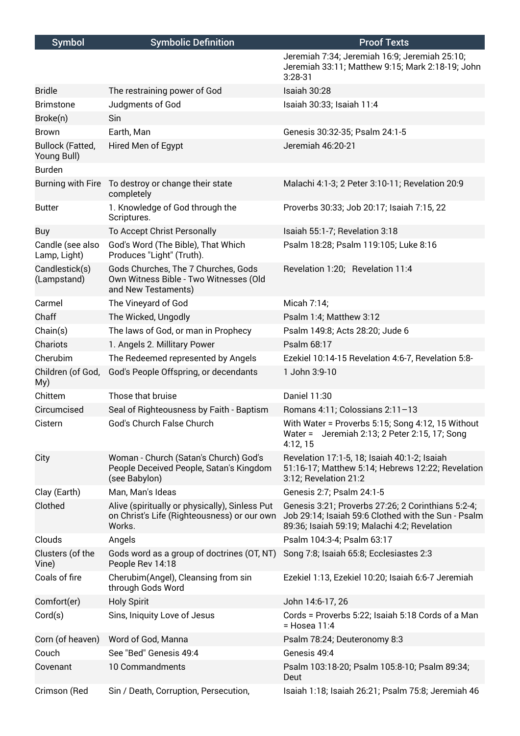| Symbol | Symbolic Definition | Proof Texts |
|---|---|---|
| | | Jeremiah 7:34; Jeremiah 16:9; Jeremiah 25:10; Jeremiah 33:11; Matthew 9:15; Mark 2:18-19; John 3:28-31 |
| Bridle | The restraining power of God | Isaiah 30:28 |
| Brimstone | Judgments of God | Isaiah 30:33; Isaiah 11:4 |
| Broke(n) | Sin | |
| Brown | Earth, Man | Genesis 30:32-35; Psalm 24:1-5 |
| Bullock (Fatted, Young Bull) | Hired Men of Egypt | Jeremiah 46:20-21 |
| Burden | | |
| Burning with Fire | To destroy or change their state completely | Malachi 4:1-3; 2 Peter 3:10-11; Revelation 20:9 |
| Butter | 1. Knowledge of God through the Scriptures. | Proverbs 30:33; Job 20:17; Isaiah 7:15, 22 |
| Buy | To Accept Christ Personally | Isaiah 55:1-7; Revelation 3:18 |
| Candle (see also Lamp, Light) | God's Word (The Bible), That Which Produces "Light" (Truth). | Psalm 18:28; Psalm 119:105; Luke 8:16 |
| Candlestick(s) (Lampstand) | Gods Churches, The 7 Churches, Gods Own Witness Bible - Two Witnesses (Old and New Testaments) | Revelation 1:20; Revelation 11:4 |
| Carmel | The Vineyard of God | Micah 7:14; |
| Chaff | The Wicked, Ungodly | Psalm 1:4; Matthew 3:12 |
| Chain(s) | The laws of God, or man in Prophecy | Psalm 149:8; Acts 28:20; Jude 6 |
| Chariots | 1. Angels 2. Millitary Power | Psalm 68:17 |
| Cherubim | The Redeemed represented by Angels | Ezekiel 10:14-15 Revelation 4:6-7, Revelation 5:8- |
| Children (of God, My) | God's People Offspring, or decendants | 1 John 3:9-10 |
| Chittem | Those that bruise | Daniel 11:30 |
| Circumcised | Seal of Righteousness by Faith - Baptism | Romans 4:11; Colossians 2:11–13 |
| Cistern | God's Church False Church | With Water = Proverbs 5:15; Song 4:12, 15 Without Water = Jeremiah 2:13; 2 Peter 2:15, 17; Song 4:12, 15 |
| City | Woman - Church (Satan's Church) God's People Deceived People, Satan's Kingdom (see Babylon) | Revelation 17:1-5, 18; Isaiah 40:1-2; Isaiah 51:16-17; Matthew 5:14; Hebrews 12:22; Revelation 3:12; Revelation 21:2 |
| Clay (Earth) | Man, Man's Ideas | Genesis 2:7; Psalm 24:1-5 |
| Clothed | Alive (spiritually or physically), Sinless Put on Christ's Life (Righteousness) or our own Works. | Genesis 3:21; Proverbs 27:26; 2 Corinthians 5:2-4; Job 29:14; Isaiah 59:6 Clothed with the Sun - Psalm 89:36; Isaiah 59:19; Malachi 4:2; Revelation |
| Clouds | Angels | Psalm 104:3-4; Psalm 63:17 |
| Clusters (of the Vine) | Gods word as a group of doctrines (OT, NT) People Rev 14:18 | Song 7:8; Isaiah 65:8; Ecclesiastes 2:3 |
| Coals of fire | Cherubim(Angel), Cleansing from sin through Gods Word | Ezekiel 1:13, Ezekiel 10:20; Isaiah 6:6-7 Jeremiah |
| Comfort(er) | Holy Spirit | John 14:6-17, 26 |
| Cord(s) | Sins, Iniquity Love of Jesus | Cords = Proverbs 5:22; Isaiah 5:18 Cords of a Man = Hosea 11:4 |
| Corn (of heaven) | Word of God, Manna | Psalm 78:24; Deuteronomy 8:3 |
| Couch | See "Bed" Genesis 49:4 | Genesis 49:4 |
| Covenant | 10 Commandments | Psalm 103:18-20; Psalm 105:8-10; Psalm 89:34; Deut |
| Crimson (Red | Sin / Death, Corruption, Persecution, | Isaiah 1:18; Isaiah 26:21; Psalm 75:8; Jeremiah 46 |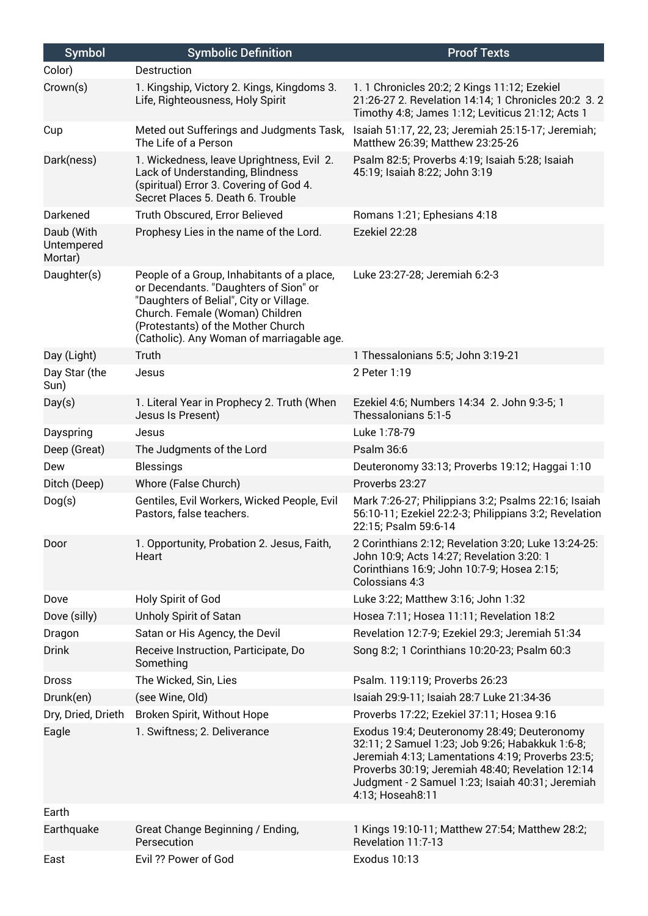| Symbol | Symbolic Definition | Proof Texts |
|---|---|---|
| Color) | Destruction | |
| Crown(s) | 1. Kingship, Victory 2. Kings, Kingdoms 3. Life, Righteousness, Holy Spirit | 1. 1 Chronicles 20:2; 2 Kings 11:12; Ezekiel 21:26-27 2. Revelation 14:14; 1 Chronicles 20:2 3. 2 Timothy 4:8; James 1:12; Leviticus 21:12; Acts 1 |
| Cup | Meted out Sufferings and Judgments Task, The Life of a Person | Isaiah 51:17, 22, 23; Jeremiah 25:15-17; Jeremiah; Matthew 26:39; Matthew 23:25-26 |
| Dark(ness) | 1. Wickedness, leave Uprightness, Evil 2. Lack of Understanding, Blindness (spiritual) Error 3. Covering of God 4. Secret Places 5. Death 6. Trouble | Psalm 82:5; Proverbs 4:19; Isaiah 5:28; Isaiah 45:19; Isaiah 8:22; John 3:19 |
| Darkened | Truth Obscured, Error Believed | Romans 1:21; Ephesians 4:18 |
| Daub (With Untempered Mortar) | Prophesy Lies in the name of the Lord. | Ezekiel 22:28 |
| Daughter(s) | People of a Group, Inhabitants of a place, or Decendants. "Daughters of Sion" or "Daughters of Belial", City or Village. Church. Female (Woman) Children (Protestants) of the Mother Church (Catholic). Any Woman of marriagable age. | Luke 23:27-28; Jeremiah 6:2-3 |
| Day (Light) | Truth | 1 Thessalonians 5:5; John 3:19-21 |
| Day Star (the Sun) | Jesus | 2 Peter 1:19 |
| Day(s) | 1. Literal Year in Prophecy 2. Truth (When Jesus Is Present) | Ezekiel 4:6; Numbers 14:34 2. John 9:3-5; 1 Thessalonians 5:1-5 |
| Dayspring | Jesus | Luke 1:78-79 |
| Deep (Great) | The Judgments of the Lord | Psalm 36:6 |
| Dew | Blessings | Deuteronomy 33:13; Proverbs 19:12; Haggai 1:10 |
| Ditch (Deep) | Whore (False Church) | Proverbs 23:27 |
| Dog(s) | Gentiles, Evil Workers, Wicked People, Evil Pastors, false teachers. | Mark 7:26-27; Philippians 3:2; Psalms 22:16; Isaiah 56:10-11; Ezekiel 22:2-3; Philippians 3:2; Revelation 22:15; Psalm 59:6-14 |
| Door | 1. Opportunity, Probation 2. Jesus, Faith, Heart | 2 Corinthians 2:12; Revelation 3:20; Luke 13:24-25: John 10:9; Acts 14:27; Revelation 3:20: 1 Corinthians 16:9; John 10:7-9; Hosea 2:15; Colossians 4:3 |
| Dove | Holy Spirit of God | Luke 3:22; Matthew 3:16; John 1:32 |
| Dove (silly) | Unholy Spirit of Satan | Hosea 7:11; Hosea 11:11; Revelation 18:2 |
| Dragon | Satan or His Agency, the Devil | Revelation 12:7-9; Ezekiel 29:3; Jeremiah 51:34 |
| Drink | Receive Instruction, Participate, Do Something | Song 8:2; 1 Corinthians 10:20-23; Psalm 60:3 |
| Dross | The Wicked, Sin, Lies | Psalm. 119:119; Proverbs 26:23 |
| Drunk(en) | (see Wine, Old) | Isaiah 29:9-11; Isaiah 28:7 Luke 21:34-36 |
| Dry, Dried, Drieth | Broken Spirit, Without Hope | Proverbs 17:22; Ezekiel 37:11; Hosea 9:16 |
| Eagle | 1. Swiftness; 2. Deliverance | Exodus 19:4; Deuteronomy 28:49; Deuteronomy 32:11; 2 Samuel 1:23; Job 9:26; Habakkuk 1:6-8; Jeremiah 4:13; Lamentations 4:19; Proverbs 23:5; Proverbs 30:19; Jeremiah 48:40; Revelation 12:14 Judgment - 2 Samuel 1:23; Isaiah 40:31; Jeremiah 4:13; Hoseah8:11 |
| Earth | | |
| Earthquake | Great Change Beginning / Ending, Persecution | 1 Kings 19:10-11; Matthew 27:54; Matthew 28:2; Revelation 11:7-13 |
| East | Evil ?? Power of God | Exodus 10:13 |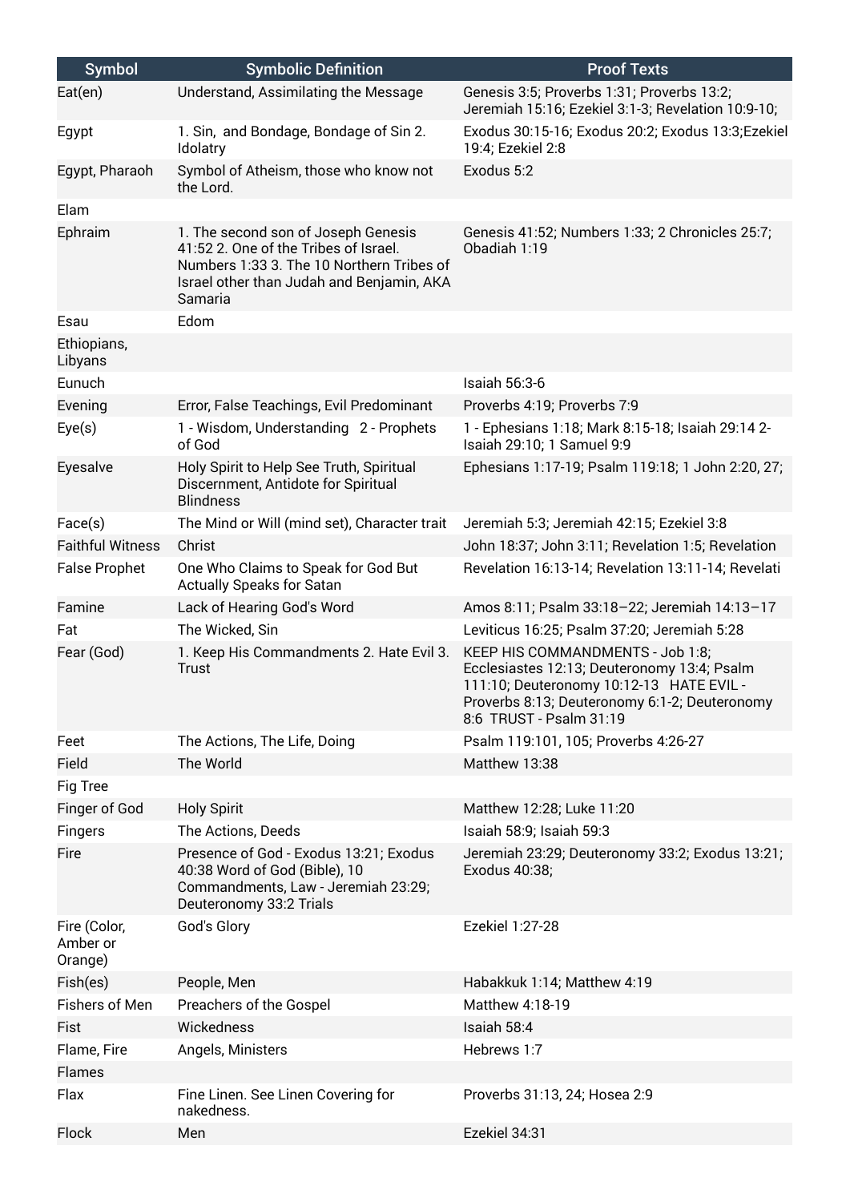| Symbol | Symbolic Definition | Proof Texts |
|---|---|---|
| Eat(en) | Understand, Assimilating the Message | Genesis 3:5; Proverbs 1:31; Proverbs 13:2; Jeremiah 15:16; Ezekiel 3:1-3; Revelation 10:9-10; |
| Egypt | 1. Sin, and Bondage, Bondage of Sin 2. Idolatry | Exodus 30:15-16; Exodus 20:2; Exodus 13:3;Ezekiel 19:4; Ezekiel 2:8 |
| Egypt, Pharaoh | Symbol of Atheism, those who know not the Lord. | Exodus 5:2 |
| Elam | | |
| Ephraim | 1. The second son of Joseph Genesis 41:52 2. One of the Tribes of Israel. Numbers 1:33 3. The 10 Northern Tribes of Israel other than Judah and Benjamin, AKA Samaria | Genesis 41:52; Numbers 1:33; 2 Chronicles 25:7; Obadiah 1:19 |
| Esau | Edom | |
| Ethiopians, Libyans | | |
| Eunuch | | Isaiah 56:3-6 |
| Evening | Error, False Teachings, Evil Predominant | Proverbs 4:19; Proverbs 7:9 |
| Eye(s) | 1 - Wisdom, Understanding 2 - Prophets of God | 1 - Ephesians 1:18; Mark 8:15-18; Isaiah 29:14 2- Isaiah 29:10; 1 Samuel 9:9 |
| Eyesalve | Holy Spirit to Help See Truth, Spiritual Discernment, Antidote for Spiritual Blindness | Ephesians 1:17-19; Psalm 119:18; 1 John 2:20, 27; |
| Face(s) | The Mind or Will (mind set), Character trait | Jeremiah 5:3; Jeremiah 42:15; Ezekiel 3:8 |
| Faithful Witness | Christ | John 18:37; John 3:11; Revelation 1:5; Revelation |
| False Prophet | One Who Claims to Speak for God But Actually Speaks for Satan | Revelation 16:13-14; Revelation 13:11-14; Revelati |
| Famine | Lack of Hearing God's Word | Amos 8:11; Psalm 33:18–22; Jeremiah 14:13–17 |
| Fat | The Wicked, Sin | Leviticus 16:25; Psalm 37:20; Jeremiah 5:28 |
| Fear (God) | 1. Keep His Commandments 2. Hate Evil 3. Trust | KEEP HIS COMMANDMENTS - Job 1:8; Ecclesiastes 12:13; Deuteronomy 13:4; Psalm 111:10; Deuteronomy 10:12-13 HATE EVIL - Proverbs 8:13; Deuteronomy 6:1-2; Deuteronomy 8:6 TRUST - Psalm 31:19 |
| Feet | The Actions, The Life, Doing | Psalm 119:101, 105; Proverbs 4:26-27 |
| Field | The World | Matthew 13:38 |
| Fig Tree | | |
| Finger of God | Holy Spirit | Matthew 12:28; Luke 11:20 |
| Fingers | The Actions, Deeds | Isaiah 58:9; Isaiah 59:3 |
| Fire | Presence of God - Exodus 13:21; Exodus 40:38 Word of God (Bible), 10 Commandments, Law - Jeremiah 23:29; Deuteronomy 33:2 Trials | Jeremiah 23:29; Deuteronomy 33:2; Exodus 13:21; Exodus 40:38; |
| Fire (Color, Amber or Orange) | God's Glory | Ezekiel 1:27-28 |
| Fish(es) | People, Men | Habakkuk 1:14; Matthew 4:19 |
| Fishers of Men | Preachers of the Gospel | Matthew 4:18-19 |
| Fist | Wickedness | Isaiah 58:4 |
| Flame, Fire | Angels, Ministers | Hebrews 1:7 |
| Flames | | |
| Flax | Fine Linen. See Linen Covering for nakedness. | Proverbs 31:13, 24; Hosea 2:9 |
| Flock | Men | Ezekiel 34:31 |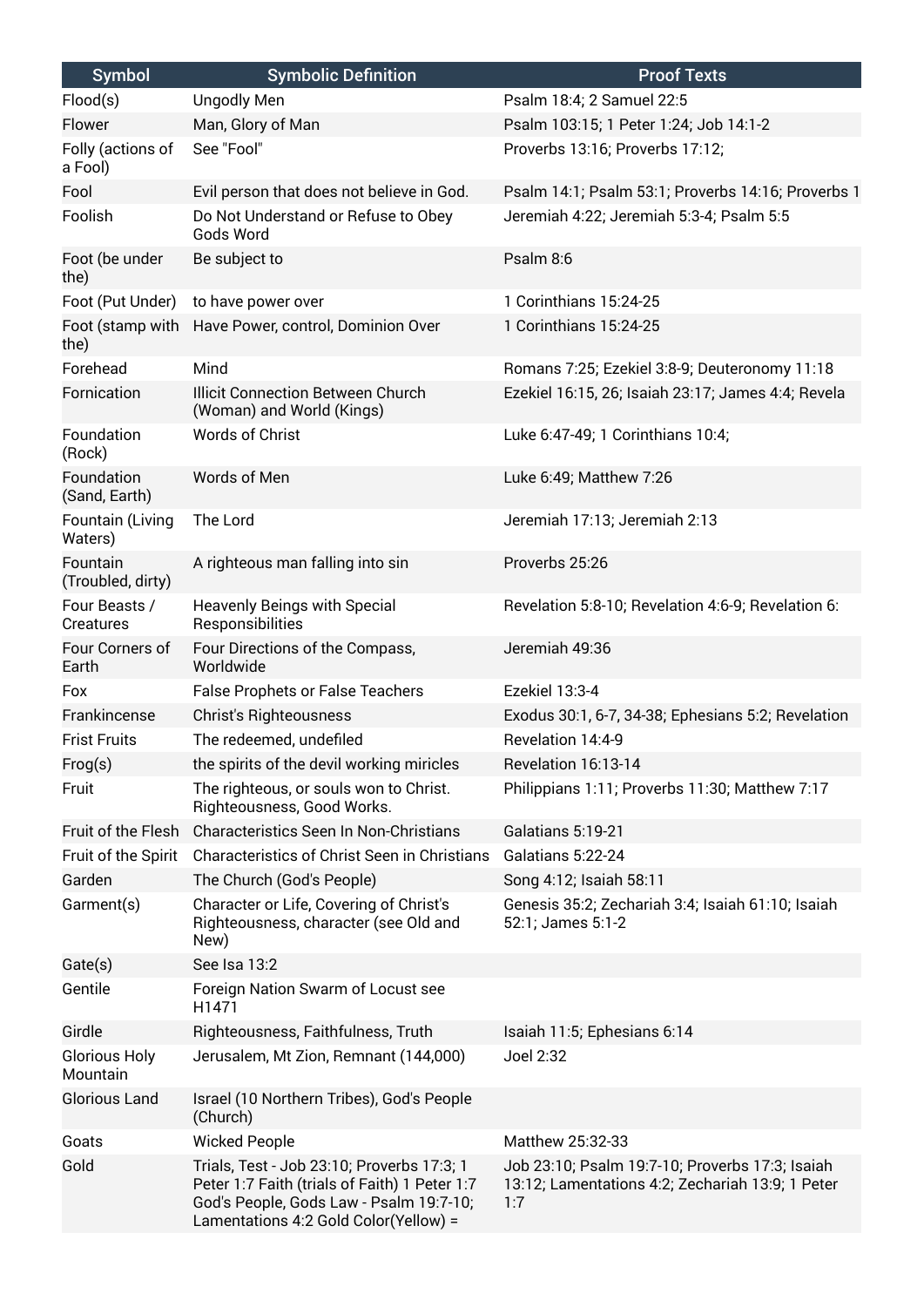| Symbol | Symbolic Definition | Proof Texts |
| --- | --- | --- |
| Flood(s) | Ungodly Men | Psalm 18:4; 2 Samuel 22:5 |
| Flower | Man, Glory of Man | Psalm 103:15; 1 Peter 1:24; Job 14:1-2 |
| Folly (actions of a Fool) | See "Fool" | Proverbs 13:16; Proverbs 17:12; |
| Fool | Evil person that does not believe in God. | Psalm 14:1; Psalm 53:1; Proverbs 14:16; Proverbs 1 |
| Foolish | Do Not Understand or Refuse to Obey Gods Word | Jeremiah 4:22; Jeremiah 5:3-4; Psalm 5:5 |
| Foot (be under the) | Be subject to | Psalm 8:6 |
| Foot (Put Under) | to have power over | 1 Corinthians 15:24-25 |
| Foot (stamp with the) | Have Power, control, Dominion Over | 1 Corinthians 15:24-25 |
| Forehead | Mind | Romans 7:25; Ezekiel 3:8-9; Deuteronomy 11:18 |
| Fornication | Illicit Connection Between Church (Woman) and World (Kings) | Ezekiel 16:15, 26; Isaiah 23:17; James 4:4; Revela |
| Foundation (Rock) | Words of Christ | Luke 6:47-49; 1 Corinthians 10:4; |
| Foundation (Sand, Earth) | Words of Men | Luke 6:49; Matthew 7:26 |
| Fountain (Living Waters) | The Lord | Jeremiah 17:13; Jeremiah 2:13 |
| Fountain (Troubled, dirty) | A righteous man falling into sin | Proverbs 25:26 |
| Four Beasts / Creatures | Heavenly Beings with Special Responsibilities | Revelation 5:8-10; Revelation 4:6-9; Revelation 6: |
| Four Corners of Earth | Four Directions of the Compass, Worldwide | Jeremiah 49:36 |
| Fox | False Prophets or False Teachers | Ezekiel 13:3-4 |
| Frankincense | Christ's Righteousness | Exodus 30:1, 6-7, 34-38; Ephesians 5:2; Revelation |
| Frist Fruits | The redeemed, undefiled | Revelation 14:4-9 |
| Frog(s) | the spirits of the devil working miricles | Revelation 16:13-14 |
| Fruit | The righteous, or souls won to Christ. Righteousness, Good Works. | Philippians 1:11; Proverbs 11:30; Matthew 7:17 |
| Fruit of the Flesh | Characteristics Seen In Non-Christians | Galatians 5:19-21 |
| Fruit of the Spirit | Characteristics of Christ Seen in Christians | Galatians 5:22-24 |
| Garden | The Church (God's People) | Song 4:12; Isaiah 58:11 |
| Garment(s) | Character or Life, Covering of Christ's Righteousness, character (see Old and New) | Genesis 35:2; Zechariah 3:4; Isaiah 61:10; Isaiah 52:1; James 5:1-2 |
| Gate(s) | See Isa 13:2 | |
| Gentile | Foreign Nation Swarm of Locust see H1471 | |
| Girdle | Righteousness, Faithfulness, Truth | Isaiah 11:5; Ephesians 6:14 |
| Glorious Holy Mountain | Jerusalem, Mt Zion, Remnant (144,000) | Joel 2:32 |
| Glorious Land | Israel (10 Northern Tribes), God's People (Church) | |
| Goats | Wicked People | Matthew 25:32-33 |
| Gold | Trials, Test - Job 23:10; Proverbs 17:3; 1 Peter 1:7 Faith (trials of Faith) 1 Peter 1:7 God's People, Gods Law - Psalm 19:7-10; Lamentations 4:2 Gold Color(Yellow) = | Job 23:10; Psalm 19:7-10; Proverbs 17:3; Isaiah 13:12; Lamentations 4:2; Zechariah 13:9; 1 Peter 1:7 |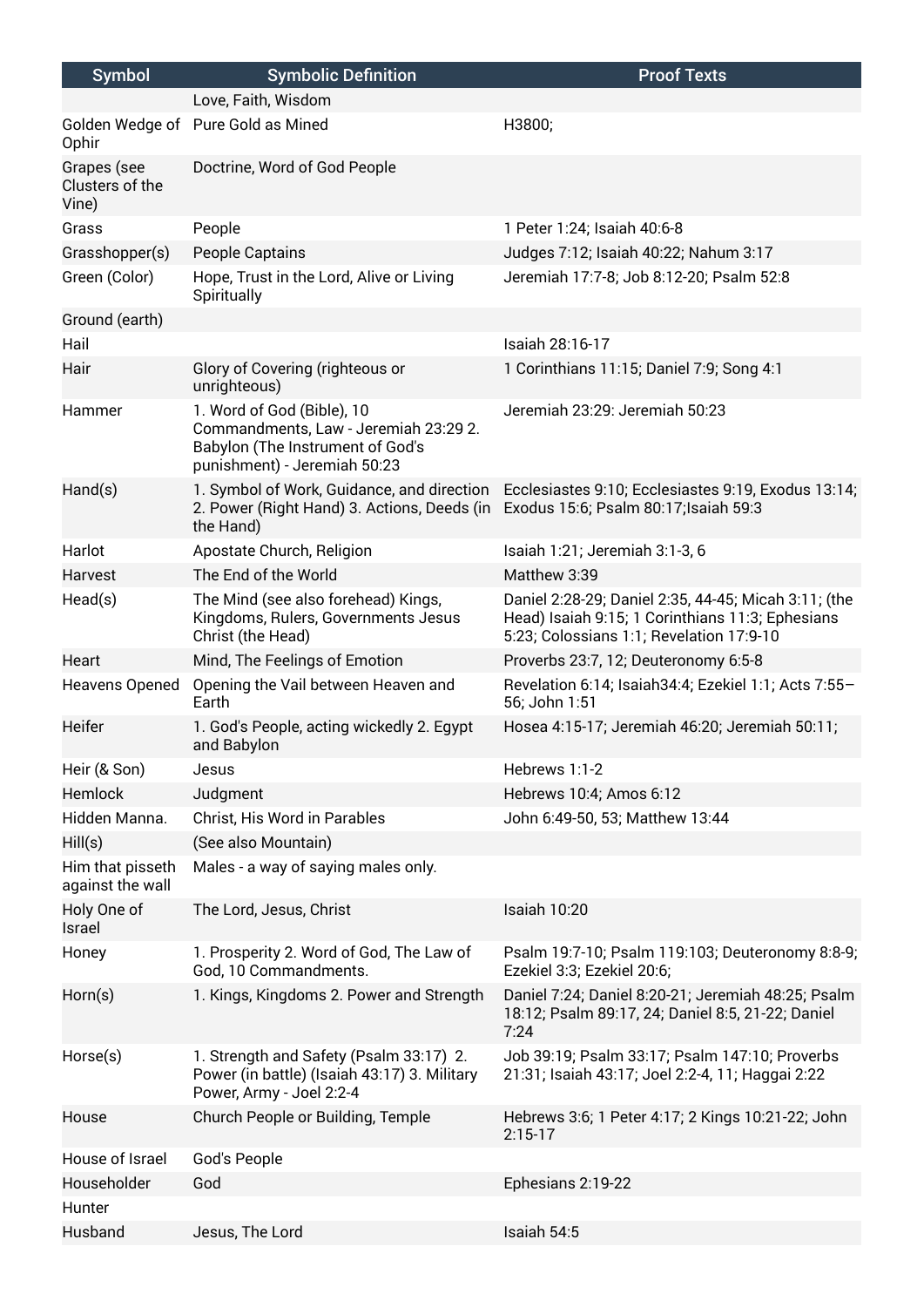| Symbol | Symbolic Definition | Proof Texts |
|---|---|---|
| | Love, Faith, Wisdom | |
| Golden Wedge of Ophir | Pure Gold as Mined | H3800; |
| Grapes (see Clusters of the Vine) | Doctrine, Word of God People | |
| Grass | People | 1 Peter 1:24; Isaiah 40:6-8 |
| Grasshopper(s) | People Captains | Judges 7:12; Isaiah 40:22; Nahum 3:17 |
| Green (Color) | Hope, Trust in the Lord, Alive or Living Spiritually | Jeremiah 17:7-8; Job 8:12-20; Psalm 52:8 |
| Ground (earth) | | |
| Hail | | Isaiah 28:16-17 |
| Hair | Glory of Covering (righteous or unrighteous) | 1 Corinthians 11:15; Daniel 7:9; Song 4:1 |
| Hammer | 1. Word of God (Bible), 10 Commandments, Law - Jeremiah 23:29 2. Babylon (The Instrument of God's punishment) - Jeremiah 50:23 | Jeremiah 23:29: Jeremiah 50:23 |
| Hand(s) | 1. Symbol of Work, Guidance, and direction 2. Power (Right Hand) 3. Actions, Deeds (in the Hand) | Ecclesiastes 9:10; Ecclesiastes 9:19, Exodus 13:14; Exodus 15:6; Psalm 80:17;Isaiah 59:3 |
| Harlot | Apostate Church, Religion | Isaiah 1:21; Jeremiah 3:1-3, 6 |
| Harvest | The End of the World | Matthew 3:39 |
| Head(s) | The Mind (see also forehead) Kings, Kingdoms, Rulers, Governments Jesus Christ (the Head) | Daniel 2:28-29; Daniel 2:35, 44-45; Micah 3:11; (the Head) Isaiah 9:15; 1 Corinthians 11:3; Ephesians 5:23; Colossians 1:1; Revelation 17:9-10 |
| Heart | Mind, The Feelings of Emotion | Proverbs 23:7, 12; Deuteronomy 6:5-8 |
| Heavens Opened | Opening the Vail between Heaven and Earth | Revelation 6:14; Isaiah34:4; Ezekiel 1:1; Acts 7:55–56; John 1:51 |
| Heifer | 1. God's People, acting wickedly 2. Egypt and Babylon | Hosea 4:15-17; Jeremiah 46:20; Jeremiah 50:11; |
| Heir (& Son) | Jesus | Hebrews 1:1-2 |
| Hemlock | Judgment | Hebrews 10:4; Amos 6:12 |
| Hidden Manna. | Christ, His Word in Parables | John 6:49-50, 53; Matthew 13:44 |
| Hill(s) | (See also Mountain) | |
| Him that pisseth against the wall | Males - a way of saying males only. | |
| Holy One of Israel | The Lord, Jesus, Christ | Isaiah 10:20 |
| Honey | 1. Prosperity 2. Word of God, The Law of God, 10 Commandments. | Psalm 19:7-10; Psalm 119:103; Deuteronomy 8:8-9; Ezekiel 3:3; Ezekiel 20:6; |
| Horn(s) | 1. Kings, Kingdoms 2. Power and Strength | Daniel 7:24; Daniel 8:20-21; Jeremiah 48:25; Psalm 18:12; Psalm 89:17, 24; Daniel 8:5, 21-22; Daniel 7:24 |
| Horse(s) | 1. Strength and Safety (Psalm 33:17) 2. Power (in battle) (Isaiah 43:17) 3. Military Power, Army - Joel 2:2-4 | Job 39:19; Psalm 33:17; Psalm 147:10; Proverbs 21:31; Isaiah 43:17; Joel 2:2-4, 11; Haggai 2:22 |
| House | Church People or Building, Temple | Hebrews 3:6; 1 Peter 4:17; 2 Kings 10:21-22; John 2:15-17 |
| House of Israel | God's People | |
| Householder | God | Ephesians 2:19-22 |
| Hunter | | |
| Husband | Jesus, The Lord | Isaiah 54:5 |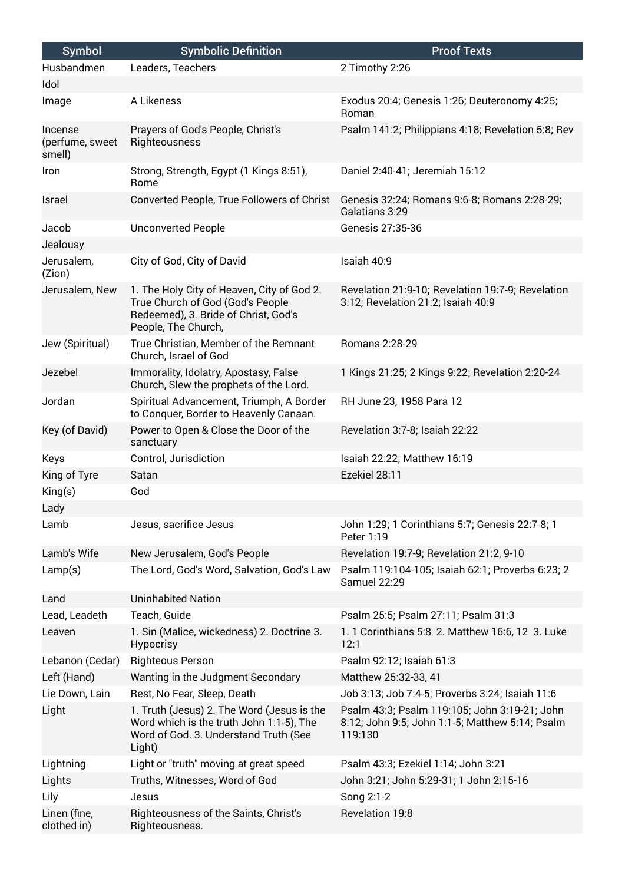| Symbol | Symbolic Definition | Proof Texts |
|---|---|---|
| Husbandmen | Leaders, Teachers | 2 Timothy 2:26 |
| Idol | | |
| Image | A Likeness | Exodus 20:4; Genesis 1:26; Deuteronomy 4:25; Roman |
| Incense (perfume, sweet smell) | Prayers of God's People, Christ's Righteousness | Psalm 141:2; Philippians 4:18; Revelation 5:8; Rev |
| Iron | Strong, Strength, Egypt (1 Kings 8:51), Rome | Daniel 2:40-41; Jeremiah 15:12 |
| Israel | Converted People, True Followers of Christ | Genesis 32:24; Romans 9:6-8; Romans 2:28-29; Galatians 3:29 |
| Jacob | Unconverted People | Genesis 27:35-36 |
| Jealousy | | |
| Jerusalem, (Zion) | City of God, City of David | Isaiah 40:9 |
| Jerusalem, New | 1. The Holy City of Heaven, City of God 2. True Church of God (God's People Redeemed), 3. Bride of Christ, God's People, The Church, | Revelation 21:9-10; Revelation 19:7-9; Revelation 3:12; Revelation 21:2; Isaiah 40:9 |
| Jew (Spiritual) | True Christian, Member of the Remnant Church, Israel of God | Romans 2:28-29 |
| Jezebel | Immorality, Idolatry, Apostasy, False Church, Slew the prophets of the Lord. | 1 Kings 21:25; 2 Kings 9:22; Revelation 2:20-24 |
| Jordan | Spiritual Advancement, Triumph, A Border to Conquer, Border to Heavenly Canaan. | RH June 23, 1958 Para 12 |
| Key (of David) | Power to Open & Close the Door of the sanctuary | Revelation 3:7-8; Isaiah 22:22 |
| Keys | Control, Jurisdiction | Isaiah 22:22; Matthew 16:19 |
| King of Tyre | Satan | Ezekiel 28:11 |
| King(s) | God | |
| Lady | | |
| Lamb | Jesus, sacrifice Jesus | John 1:29; 1 Corinthians 5:7; Genesis 22:7-8; 1 Peter 1:19 |
| Lamb's Wife | New Jerusalem, God's People | Revelation 19:7-9; Revelation 21:2, 9-10 |
| Lamp(s) | The Lord, God's Word, Salvation, God's Law | Psalm 119:104-105; Isaiah 62:1; Proverbs 6:23; 2 Samuel 22:29 |
| Land | Uninhabited Nation | |
| Lead, Leadeth | Teach, Guide | Psalm 25:5; Psalm 27:11; Psalm 31:3 |
| Leaven | 1. Sin (Malice, wickedness) 2. Doctrine 3. Hypocrisy | 1. 1 Corinthians 5:8 2. Matthew 16:6, 12 3. Luke 12:1 |
| Lebanon (Cedar) | Righteous Person | Psalm 92:12; Isaiah 61:3 |
| Left (Hand) | Wanting in the Judgment Secondary | Matthew 25:32-33, 41 |
| Lie Down, Lain | Rest, No Fear, Sleep, Death | Job 3:13; Job 7:4-5; Proverbs 3:24; Isaiah 11:6 |
| Light | 1. Truth (Jesus) 2. The Word (Jesus is the Word which is the truth John 1:1-5), The Word of God. 3. Understand Truth (See Light) | Psalm 43:3; Psalm 119:105; John 3:19-21; John 8:12; John 9:5; John 1:1-5; Matthew 5:14; Psalm 119:130 |
| Lightning | Light or "truth" moving at great speed | Psalm 43:3; Ezekiel 1:14; John 3:21 |
| Lights | Truths, Witnesses, Word of God | John 3:21; John 5:29-31; 1 John 2:15-16 |
| Lily | Jesus | Song 2:1-2 |
| Linen (fine, clothed in) | Righteousness of the Saints, Christ's Righteousness. | Revelation 19:8 |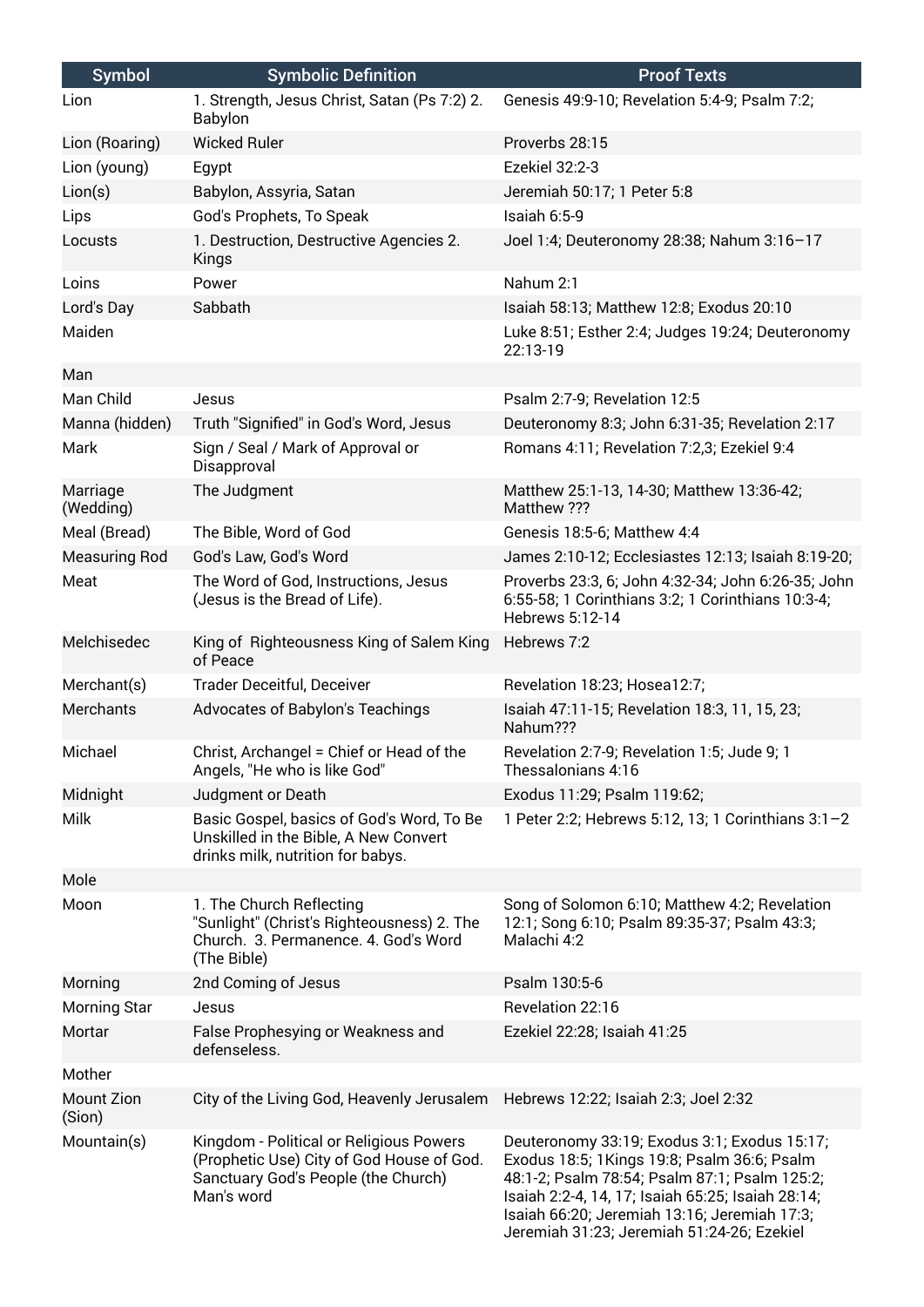| Symbol | Symbolic Definition | Proof Texts |
|---|---|---|
| Lion | 1. Strength, Jesus Christ, Satan (Ps 7:2) 2. Babylon | Genesis 49:9-10; Revelation 5:4-9; Psalm 7:2; |
| Lion (Roaring) | Wicked Ruler | Proverbs 28:15 |
| Lion (young) | Egypt | Ezekiel 32:2-3 |
| Lion(s) | Babylon, Assyria, Satan | Jeremiah 50:17; 1 Peter 5:8 |
| Lips | God's Prophets, To Speak | Isaiah 6:5-9 |
| Locusts | 1. Destruction, Destructive Agencies 2. Kings | Joel 1:4; Deuteronomy 28:38; Nahum 3:16–17 |
| Loins | Power | Nahum 2:1 |
| Lord's Day | Sabbath | Isaiah 58:13; Matthew 12:8; Exodus 20:10 |
| Maiden | | Luke 8:51; Esther 2:4; Judges 19:24; Deuteronomy 22:13-19 |
| Man | | |
| Man Child | Jesus | Psalm 2:7-9; Revelation 12:5 |
| Manna (hidden) | Truth "Signified" in God's Word, Jesus | Deuteronomy 8:3; John 6:31-35; Revelation 2:17 |
| Mark | Sign / Seal / Mark of Approval or Disapproval | Romans 4:11; Revelation 7:2,3; Ezekiel 9:4 |
| Marriage (Wedding) | The Judgment | Matthew 25:1-13, 14-30; Matthew 13:36-42; Matthew ??? |
| Meal (Bread) | The Bible, Word of God | Genesis 18:5-6; Matthew 4:4 |
| Measuring Rod | God's Law, God's Word | James 2:10-12; Ecclesiastes 12:13; Isaiah 8:19-20; |
| Meat | The Word of God, Instructions, Jesus (Jesus is the Bread of Life). | Proverbs 23:3, 6; John 4:32-34; John 6:26-35; John 6:55-58; 1 Corinthians 3:2; 1 Corinthians 10:3-4; Hebrews 5:12-14 |
| Melchisedec | King of Righteousness King of Salem King of Peace | Hebrews 7:2 |
| Merchant(s) | Trader Deceitful, Deceiver | Revelation 18:23; Hosea12:7; |
| Merchants | Advocates of Babylon's Teachings | Isaiah 47:11-15; Revelation 18:3, 11, 15, 23; Nahum??? |
| Michael | Christ, Archangel = Chief or Head of the Angels, "He who is like God" | Revelation 2:7-9; Revelation 1:5; Jude 9; 1 Thessalonians 4:16 |
| Midnight | Judgment or Death | Exodus 11:29; Psalm 119:62; |
| Milk | Basic Gospel, basics of God's Word, To Be Unskilled in the Bible, A New Convert drinks milk, nutrition for babys. | 1 Peter 2:2; Hebrews 5:12, 13; 1 Corinthians 3:1–2 |
| Mole | | |
| Moon | 1. The Church Reflecting "Sunlight" (Christ's Righteousness) 2. The Church. 3. Permanence. 4. God's Word (The Bible) | Song of Solomon 6:10; Matthew 4:2; Revelation 12:1; Song 6:10; Psalm 89:35-37; Psalm 43:3; Malachi 4:2 |
| Morning | 2nd Coming of Jesus | Psalm 130:5-6 |
| Morning Star | Jesus | Revelation 22:16 |
| Mortar | False Prophesying or Weakness and defenseless. | Ezekiel 22:28; Isaiah 41:25 |
| Mother | | |
| Mount Zion (Sion) | City of the Living God, Heavenly Jerusalem | Hebrews 12:22; Isaiah 2:3; Joel 2:32 |
| Mountain(s) | Kingdom - Political or Religious Powers (Prophetic Use) City of God House of God. Sanctuary God's People (the Church) Man's word | Deuteronomy 33:19; Exodus 3:1; Exodus 15:17; Exodus 18:5; 1Kings 19:8; Psalm 36:6; Psalm 48:1-2; Psalm 78:54; Psalm 87:1; Psalm 125:2; Isaiah 2:2-4, 14, 17; Isaiah 65:25; Isaiah 28:14; Isaiah 66:20; Jeremiah 13:16; Jeremiah 17:3; Jeremiah 31:23; Jeremiah 51:24-26; Ezekiel |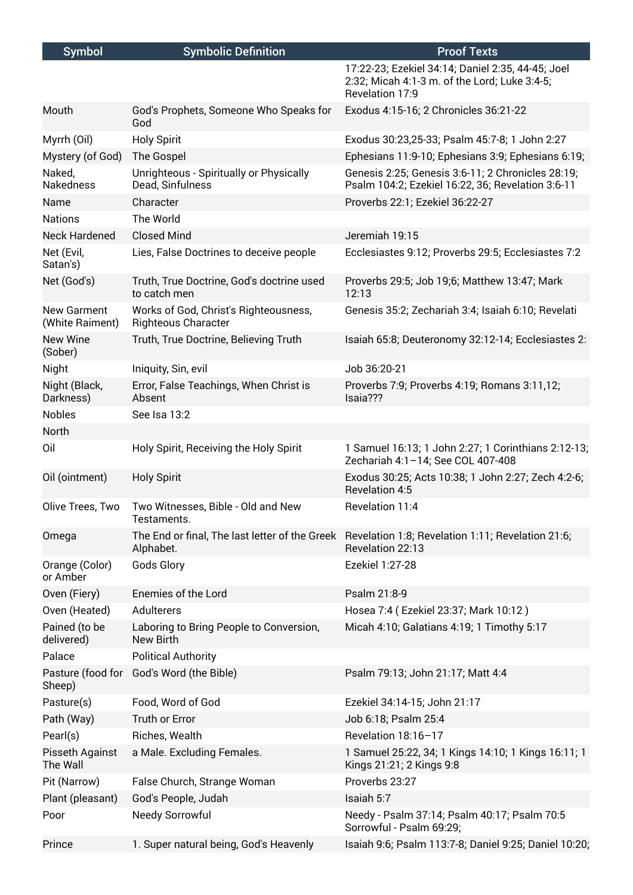| Symbol | Symbolic Definition | Proof Texts |
| --- | --- | --- |
| | | 17:22-23; Ezekiel 34:14; Daniel 2:35, 44-45; Joel 2:32; Micah 4:1-3 m. of the Lord; Luke 3:4-5; Revelation 17:9 |
| Mouth | God's Prophets, Someone Who Speaks for God | Exodus 4:15-16; 2 Chronicles 36:21-22 |
| Myrrh (Oil) | Holy Spirit | Exodus 30:23,25-33; Psalm 45:7-8; 1 John 2:27 |
| Mystery (of God) | The Gospel | Ephesians 11:9-10; Ephesians 3:9; Ephesians 6:19; |
| Naked, Nakedness | Unrighteous - Spiritually or Physically Dead, Sinfulness | Genesis 2:25; Genesis 3:6-11; 2 Chronicles 28:19; Psalm 104:2; Ezekiel 16:22, 36; Revelation 3:6-11 |
| Name | Character | Proverbs 22:1; Ezekiel 36:22-27 |
| Nations | The World | |
| Neck Hardened | Closed Mind | Jeremiah 19:15 |
| Net (Evil, Satan's) | Lies, False Doctrines to deceive people | Ecclesiastes 9:12; Proverbs 29:5; Ecclesiastes 7:2 |
| Net (God's) | Truth, True Doctrine, God's doctrine used to catch men | Proverbs 29:5; Job 19;6; Matthew 13:47; Mark 12:13 |
| New Garment (White Raiment) | Works of God, Christ's Righteousness, Righteous Character | Genesis 35:2; Zechariah 3:4; Isaiah 6:10; Revelati |
| New Wine (Sober) | Truth, True Doctrine, Believing Truth | Isaiah 65:8; Deuteronomy 32:12-14; Ecclesiastes 2: |
| Night | Iniquity, Sin, evil | Job 36:20-21 |
| Night (Black, Darkness) | Error, False Teachings, When Christ is Absent | Proverbs 7:9; Proverbs 4:19; Romans 3:11,12; Isaia??? |
| Nobles | See Isa 13:2 | |
| North | | |
| Oil | Holy Spirit, Receiving the Holy Spirit | 1 Samuel 16:13; 1 John 2:27; 1 Corinthians 2:12-13; Zechariah 4:1–14; See COL 407-408 |
| Oil (ointment) | Holy Spirit | Exodus 30:25; Acts 10:38; 1 John 2:27; Zech 4:2-6; Revelation 4:5 |
| Olive Trees, Two | Two Witnesses, Bible - Old and New Testaments. | Revelation 11:4 |
| Omega | The End or final, The last letter of the Greek Alphabet. | Revelation 1:8; Revelation 1:11; Revelation 21:6; Revelation 22:13 |
| Orange (Color) or Amber | Gods Glory | Ezekiel 1:27-28 |
| Oven (Fiery) | Enemies of the Lord | Psalm 21:8-9 |
| Oven (Heated) | Adulterers | Hosea 7:4 ( Ezekiel 23:37; Mark 10:12 ) |
| Pained (to be delivered) | Laboring to Bring People to Conversion, New Birth | Micah 4:10; Galatians 4:19; 1 Timothy 5:17 |
| Palace | Political Authority | |
| Pasture (food for Sheep) | God's Word (the Bible) | Psalm 79:13; John 21:17; Matt 4:4 |
| Pasture(s) | Food, Word of God | Ezekiel 34:14-15; John 21:17 |
| Path (Way) | Truth or Error | Job 6:18; Psalm 25:4 |
| Pearl(s) | Riches, Wealth | Revelation 18:16–17 |
| Pisseth Against The Wall | a Male. Excluding Females. | 1 Samuel 25:22, 34; 1 Kings 14:10; 1 Kings 16:11; 1 Kings 21:21; 2 Kings 9:8 |
| Pit (Narrow) | False Church, Strange Woman | Proverbs 23:27 |
| Plant (pleasant) | God's People, Judah | Isaiah 5:7 |
| Poor | Needy Sorrowful | Needy - Psalm 37:14; Psalm 40:17; Psalm 70:5 Sorrowful - Psalm 69:29; |
| Prince | 1. Super natural being, God's Heavenly | Isaiah 9:6; Psalm 113:7-8; Daniel 9:25; Daniel 10:20; |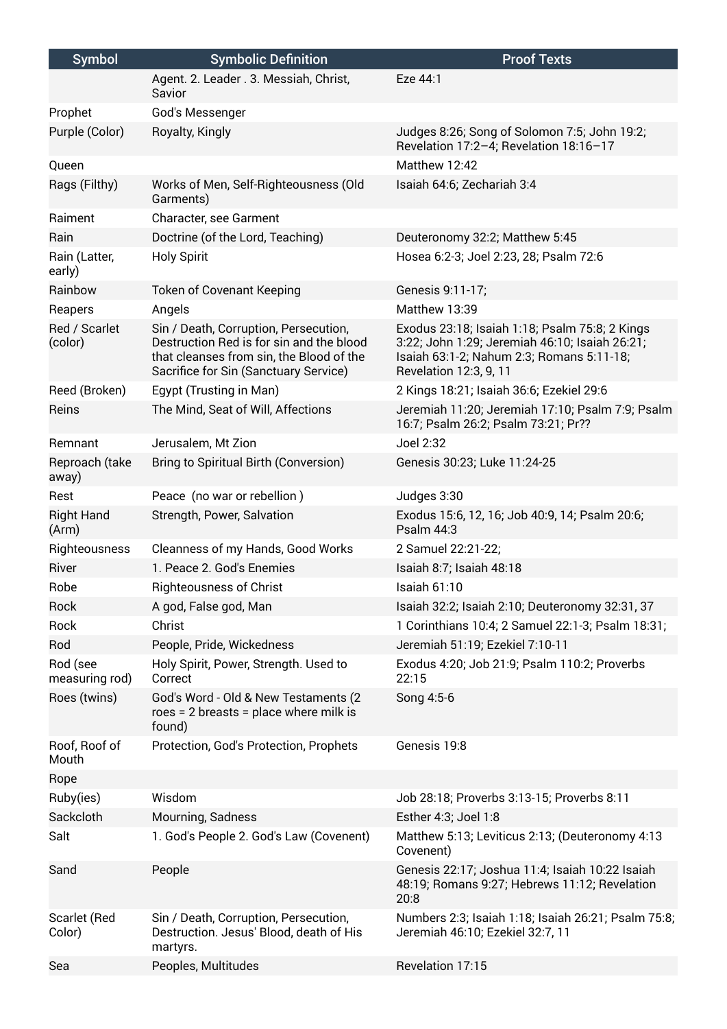| Symbol | Symbolic Definition | Proof Texts |
|---|---|---|
| | Agent. 2. Leader . 3. Messiah, Christ, Savior | Eze 44:1 |
| Prophet | God's Messenger | |
| Purple (Color) | Royalty, Kingly | Judges 8:26; Song of Solomon 7:5; John 19:2; Revelation 17:2–4; Revelation 18:16–17 |
| Queen | | Matthew 12:42 |
| Rags (Filthy) | Works of Men, Self-Righteousness (Old Garments) | Isaiah 64:6; Zechariah 3:4 |
| Raiment | Character, see Garment | |
| Rain | Doctrine (of the Lord, Teaching) | Deuteronomy 32:2; Matthew 5:45 |
| Rain (Latter, early) | Holy Spirit | Hosea 6:2-3; Joel 2:23, 28; Psalm 72:6 |
| Rainbow | Token of Covenant Keeping | Genesis 9:11-17; |
| Reapers | Angels | Matthew 13:39 |
| Red / Scarlet (color) | Sin / Death, Corruption, Persecution, Destruction Red is for sin and the blood that cleanses from sin, the Blood of the Sacrifice for Sin (Sanctuary Service) | Exodus 23:18; Isaiah 1:18; Psalm 75:8; 2 Kings 3:22; John 1:29; Jeremiah 46:10; Isaiah 26:21; Isaiah 63:1-2; Nahum 2:3; Romans 5:11-18; Revelation 12:3, 9, 11 |
| Reed (Broken) | Egypt (Trusting in Man) | 2 Kings 18:21; Isaiah 36:6; Ezekiel 29:6 |
| Reins | The Mind, Seat of Will, Affections | Jeremiah 11:20; Jeremiah 17:10; Psalm 7:9; Psalm 16:7; Psalm 26:2; Psalm 73:21; Pr?? |
| Remnant | Jerusalem, Mt Zion | Joel 2:32 |
| Reproach (take away) | Bring to Spiritual Birth (Conversion) | Genesis 30:23; Luke 11:24-25 |
| Rest | Peace (no war or rebellion ) | Judges 3:30 |
| Right Hand (Arm) | Strength, Power, Salvation | Exodus 15:6, 12, 16; Job 40:9, 14; Psalm 20:6; Psalm 44:3 |
| Righteousness | Cleanness of my Hands, Good Works | 2 Samuel 22:21-22; |
| River | 1. Peace 2. God's Enemies | Isaiah 8:7; Isaiah 48:18 |
| Robe | Righteousness of Christ | Isaiah 61:10 |
| Rock | A god, False god, Man | Isaiah 32:2; Isaiah 2:10; Deuteronomy 32:31, 37 |
| Rock | Christ | 1 Corinthians 10:4; 2 Samuel 22:1-3; Psalm 18:31; |
| Rod | People, Pride, Wickedness | Jeremiah 51:19; Ezekiel 7:10-11 |
| Rod (see measuring rod) | Holy Spirit, Power, Strength. Used to Correct | Exodus 4:20; Job 21:9; Psalm 110:2; Proverbs 22:15 |
| Roes (twins) | God's Word - Old & New Testaments (2 roes = 2 breasts = place where milk is found) | Song 4:5-6 |
| Roof, Roof of Mouth | Protection, God's Protection, Prophets | Genesis 19:8 |
| Rope | | |
| Ruby(ies) | Wisdom | Job 28:18; Proverbs 3:13-15; Proverbs 8:11 |
| Sackcloth | Mourning, Sadness | Esther 4:3; Joel 1:8 |
| Salt | 1. God's People 2. God's Law (Covenent) | Matthew 5:13; Leviticus 2:13; (Deuteronomy 4:13 Covenent) |
| Sand | People | Genesis 22:17; Joshua 11:4; Isaiah 10:22 Isaiah 48:19; Romans 9:27; Hebrews 11:12; Revelation 20:8 |
| Scarlet (Red Color) | Sin / Death, Corruption, Persecution, Destruction. Jesus' Blood, death of His martyrs. | Numbers 2:3; Isaiah 1:18; Isaiah 26:21; Psalm 75:8; Jeremiah 46:10; Ezekiel 32:7, 11 |
| Sea | Peoples, Multitudes | Revelation 17:15 |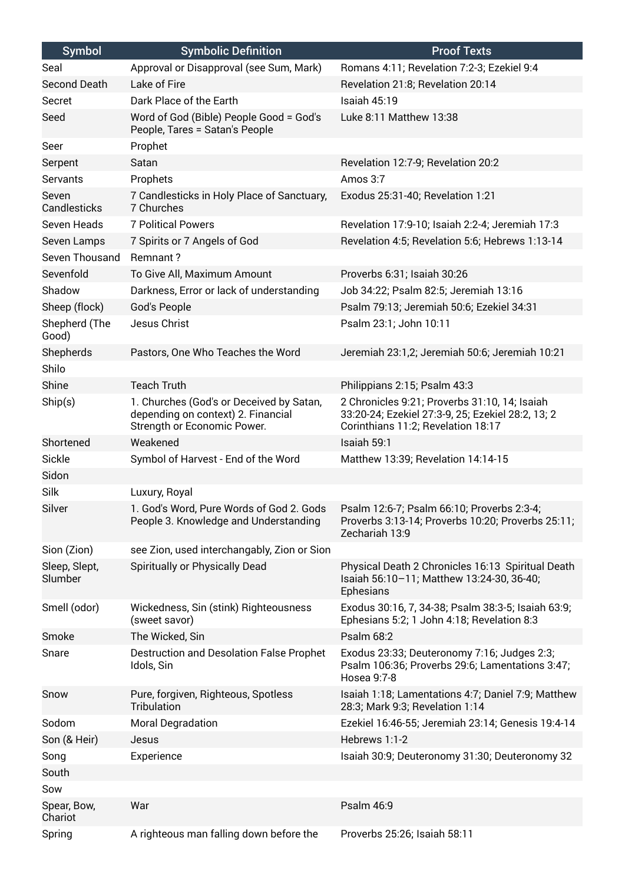| Symbol | Symbolic Definition | Proof Texts |
|---|---|---|
| Seal | Approval or Disapproval (see Sum, Mark) | Romans 4:11; Revelation 7:2-3; Ezekiel 9:4 |
| Second Death | Lake of Fire | Revelation 21:8; Revelation 20:14 |
| Secret | Dark Place of the Earth | Isaiah 45:19 |
| Seed | Word of God (Bible) People Good = God's People, Tares = Satan's People | Luke 8:11 Matthew 13:38 |
| Seer | Prophet | |
| Serpent | Satan | Revelation 12:7-9; Revelation 20:2 |
| Servants | Prophets | Amos 3:7 |
| Seven Candlesticks | 7 Candlesticks in Holy Place of Sanctuary, 7 Churches | Exodus 25:31-40; Revelation 1:21 |
| Seven Heads | 7 Political Powers | Revelation 17:9-10; Isaiah 2:2-4; Jeremiah 17:3 |
| Seven Lamps | 7 Spirits or 7 Angels of God | Revelation 4:5; Revelation 5:6; Hebrews 1:13-14 |
| Seven Thousand | Remnant ? | |
| Sevenfold | To Give All, Maximum Amount | Proverbs 6:31; Isaiah 30:26 |
| Shadow | Darkness, Error or lack of understanding | Job 34:22; Psalm 82:5; Jeremiah 13:16 |
| Sheep (flock) | God's People | Psalm 79:13; Jeremiah 50:6; Ezekiel 34:31 |
| Shepherd (The Good) | Jesus Christ | Psalm 23:1; John 10:11 |
| Shepherds | Pastors, One Who Teaches the Word | Jeremiah 23:1,2; Jeremiah 50:6; Jeremiah 10:21 |
| Shilo | | |
| Shine | Teach Truth | Philippians 2:15; Psalm 43:3 |
| Ship(s) | 1. Churches (God's or Deceived by Satan, depending on context) 2. Financial Strength or Economic Power. | 2 Chronicles 9:21; Proverbs 31:10, 14; Isaiah 33:20-24; Ezekiel 27:3-9, 25; Ezekiel 28:2, 13; 2 Corinthians 11:2; Revelation 18:17 |
| Shortened | Weakened | Isaiah 59:1 |
| Sickle | Symbol of Harvest - End of the Word | Matthew 13:39; Revelation 14:14-15 |
| Sidon | | |
| Silk | Luxury, Royal | |
| Silver | 1. God's Word, Pure Words of God 2. Gods People 3. Knowledge and Understanding | Psalm 12:6-7; Psalm 66:10; Proverbs 2:3-4; Proverbs 3:13-14; Proverbs 10:20; Proverbs 25:11; Zechariah 13:9 |
| Sion (Zion) | see Zion, used interchangably, Zion or Sion | |
| Sleep, Slept, Slumber | Spiritually or Physically Dead | Physical Death 2 Chronicles 16:13 Spiritual Death Isaiah 56:10–11; Matthew 13:24-30, 36-40; Ephesians |
| Smell (odor) | Wickedness, Sin (stink) Righteousness (sweet savor) | Exodus 30:16, 7, 34-38; Psalm 38:3-5; Isaiah 63:9; Ephesians 5:2; 1 John 4:18; Revelation 8:3 |
| Smoke | The Wicked, Sin | Psalm 68:2 |
| Snare | Destruction and Desolation False Prophet Idols, Sin | Exodus 23:33; Deuteronomy 7:16; Judges 2:3; Psalm 106:36; Proverbs 29:6; Lamentations 3:47; Hosea 9:7-8 |
| Snow | Pure, forgiven, Righteous, Spotless Tribulation | Isaiah 1:18; Lamentations 4:7; Daniel 7:9; Matthew 28:3; Mark 9:3; Revelation 1:14 |
| Sodom | Moral Degradation | Ezekiel 16:46-55; Jeremiah 23:14; Genesis 19:4-14 |
| Son (& Heir) | Jesus | Hebrews 1:1-2 |
| Song | Experience | Isaiah 30:9; Deuteronomy 31:30; Deuteronomy 32 |
| South | | |
| Sow | | |
| Spear, Bow, Chariot | War | Psalm 46:9 |
| Spring | A righteous man falling down before the | Proverbs 25:26; Isaiah 58:11 |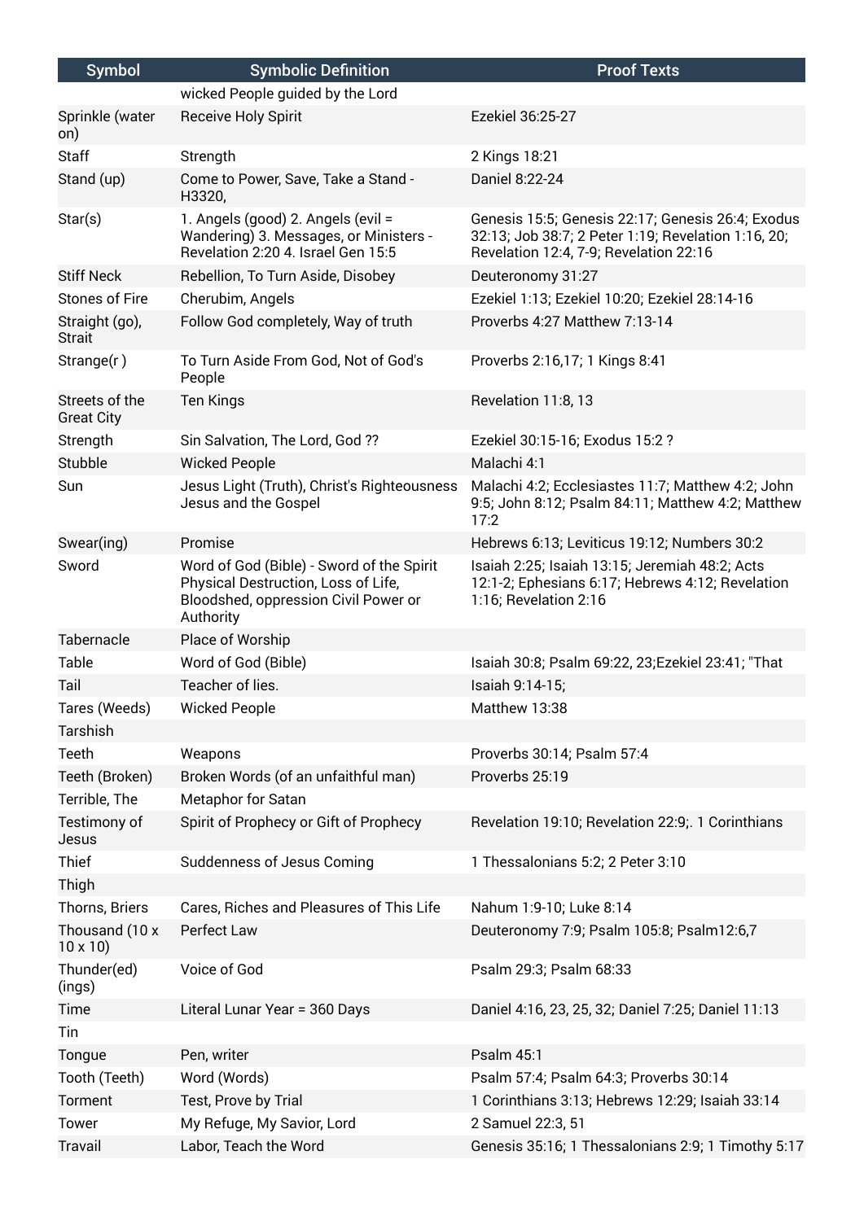| Symbol | Symbolic Definition | Proof Texts |
|---|---|---|
| | wicked People guided by the Lord | |
| Sprinkle (water on) | Receive Holy Spirit | Ezekiel 36:25-27 |
| Staff | Strength | 2 Kings 18:21 |
| Stand (up) | Come to Power, Save, Take a Stand - H3320, | Daniel 8:22-24 |
| Star(s) | 1. Angels (good) 2. Angels (evil = Wandering) 3. Messages, or Ministers - Revelation 2:20 4. Israel Gen 15:5 | Genesis 15:5; Genesis 22:17; Genesis 26:4; Exodus 32:13; Job 38:7; 2 Peter 1:19; Revelation 1:16, 20; Revelation 12:4, 7-9; Revelation 22:16 |
| Stiff Neck | Rebellion, To Turn Aside, Disobey | Deuteronomy 31:27 |
| Stones of Fire | Cherubim, Angels | Ezekiel 1:13; Ezekiel 10:20; Ezekiel 28:14-16 |
| Straight (go), Strait | Follow God completely, Way of truth | Proverbs 4:27 Matthew 7:13-14 |
| Strange(r ) | To Turn Aside From God, Not of God's People | Proverbs 2:16,17; 1 Kings 8:41 |
| Streets of the Great City | Ten Kings | Revelation 11:8, 13 |
| Strength | Sin Salvation, The Lord, God ?? | Ezekiel 30:15-16; Exodus 15:2 ? |
| Stubble | Wicked People | Malachi 4:1 |
| Sun | Jesus Light (Truth), Christ's Righteousness Jesus and the Gospel | Malachi 4:2; Ecclesiastes 11:7; Matthew 4:2; John 9:5; John 8:12; Psalm 84:11; Matthew 4:2; Matthew 17:2 |
| Swear(ing) | Promise | Hebrews 6:13; Leviticus 19:12; Numbers 30:2 |
| Sword | Word of God (Bible) - Sword of the Spirit Physical Destruction, Loss of Life, Bloodshed, oppression Civil Power or Authority | Isaiah 2:25; Isaiah 13:15; Jeremiah 48:2; Acts 12:1-2; Ephesians 6:17; Hebrews 4:12; Revelation 1:16; Revelation 2:16 |
| Tabernacle | Place of Worship | |
| Table | Word of God (Bible) | Isaiah 30:8; Psalm 69:22, 23;Ezekiel 23:41; "That |
| Tail | Teacher of lies. | Isaiah 9:14-15; |
| Tares (Weeds) | Wicked People | Matthew 13:38 |
| Tarshish | | |
| Teeth | Weapons | Proverbs 30:14; Psalm 57:4 |
| Teeth (Broken) | Broken Words (of an unfaithful man) | Proverbs 25:19 |
| Terrible, The | Metaphor for Satan | |
| Testimony of Jesus | Spirit of Prophecy or Gift of Prophecy | Revelation 19:10; Revelation 22:9;. 1 Corinthians |
| Thief | Suddenness of Jesus Coming | 1 Thessalonians 5:2; 2 Peter 3:10 |
| Thigh | | |
| Thorns, Briers | Cares, Riches and Pleasures of This Life | Nahum 1:9-10; Luke 8:14 |
| Thousand (10 x 10 x 10) | Perfect Law | Deuteronomy 7:9; Psalm 105:8; Psalm12:6,7 |
| Thunder(ed) (ings) | Voice of God | Psalm 29:3; Psalm 68:33 |
| Time | Literal Lunar Year = 360 Days | Daniel 4:16, 23, 25, 32; Daniel 7:25; Daniel 11:13 |
| Tin | | |
| Tongue | Pen, writer | Psalm 45:1 |
| Tooth (Teeth) | Word (Words) | Psalm 57:4; Psalm 64:3; Proverbs 30:14 |
| Torment | Test, Prove by Trial | 1 Corinthians 3:13; Hebrews 12:29; Isaiah 33:14 |
| Tower | My Refuge, My Savior, Lord | 2 Samuel 22:3, 51 |
| Travail | Labor, Teach the Word | Genesis 35:16; 1 Thessalonians 2:9; 1 Timothy 5:17 |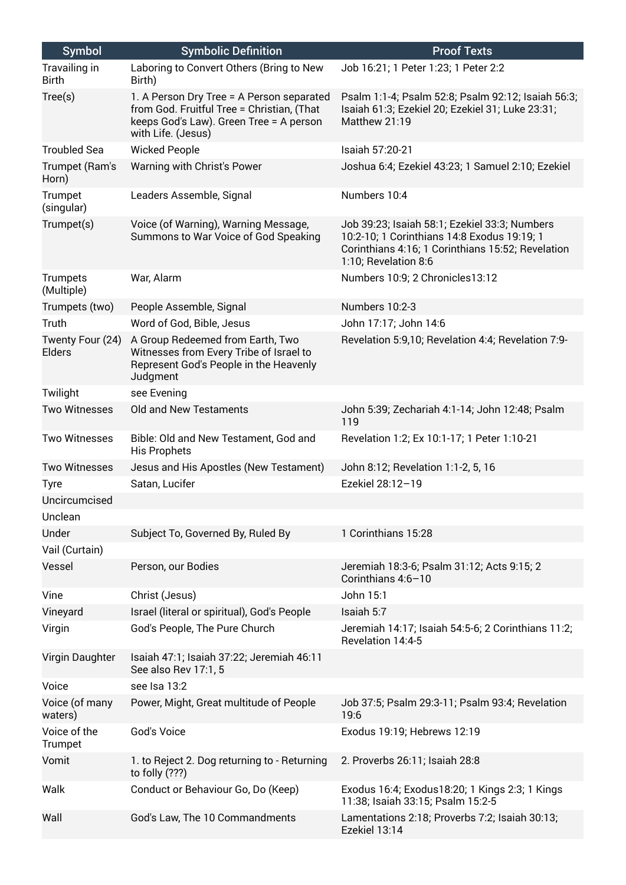| Symbol | Symbolic Definition | Proof Texts |
|---|---|---|
| Travailing in Birth | Laboring to Convert Others (Bring to New Birth) | Job 16:21; 1 Peter 1:23; 1 Peter 2:2 |
| Tree(s) | 1. A Person Dry Tree = A Person separated from God. Fruitful Tree = Christian, (That keeps God's Law). Green Tree = A person with Life. (Jesus) | Psalm 1:1-4; Psalm 52:8; Psalm 92:12; Isaiah 56:3; Isaiah 61:3; Ezekiel 20; Ezekiel 31; Luke 23:31; Matthew 21:19 |
| Troubled Sea | Wicked People | Isaiah 57:20-21 |
| Trumpet (Ram's Horn) | Warning with Christ's Power | Joshua 6:4; Ezekiel 43:23; 1 Samuel 2:10; Ezekiel |
| Trumpet (singular) | Leaders Assemble, Signal | Numbers 10:4 |
| Trumpet(s) | Voice (of Warning), Warning Message, Summons to War Voice of God Speaking | Job 39:23; Isaiah 58:1; Ezekiel 33:3; Numbers 10:2-10; 1 Corinthians 14:8 Exodus 19:19; 1 Corinthians 4:16; 1 Corinthians 15:52; Revelation 1:10; Revelation 8:6 |
| Trumpets (Multiple) | War, Alarm | Numbers 10:9; 2 Chronicles13:12 |
| Trumpets (two) | People Assemble, Signal | Numbers 10:2-3 |
| Truth | Word of God, Bible, Jesus | John 17:17; John 14:6 |
| Twenty Four (24) Elders | A Group Redeemed from Earth, Two Witnesses from Every Tribe of Israel to Represent God's People in the Heavenly Judgment | Revelation 5:9,10; Revelation 4:4; Revelation 7:9- |
| Twilight | see Evening | |
| Two Witnesses | Old and New Testaments | John 5:39; Zechariah 4:1-14; John 12:48; Psalm 119 |
| Two Witnesses | Bible: Old and New Testament, God and His Prophets | Revelation 1:2; Ex 10:1-17; 1 Peter 1:10-21 |
| Two Witnesses | Jesus and His Apostles (New Testament) | John 8:12; Revelation 1:1-2, 5, 16 |
| Tyre | Satan, Lucifer | Ezekiel 28:12–19 |
| Uncircumcised | | |
| Unclean | | |
| Under | Subject To, Governed By, Ruled By | 1 Corinthians 15:28 |
| Vail (Curtain) | | |
| Vessel | Person, our Bodies | Jeremiah 18:3-6; Psalm 31:12; Acts 9:15; 2 Corinthians 4:6–10 |
| Vine | Christ (Jesus) | John 15:1 |
| Vineyard | Israel (literal or spiritual), God's People | Isaiah 5:7 |
| Virgin | God's People, The Pure Church | Jeremiah 14:17; Isaiah 54:5-6; 2 Corinthians 11:2; Revelation 14:4-5 |
| Virgin Daughter | Isaiah 47:1; Isaiah 37:22; Jeremiah 46:11 See also Rev 17:1, 5 | |
| Voice | see Isa 13:2 | |
| Voice (of many waters) | Power, Might, Great multitude of People | Job 37:5; Psalm 29:3-11; Psalm 93:4; Revelation 19:6 |
| Voice of the Trumpet | God's Voice | Exodus 19:19; Hebrews 12:19 |
| Vomit | 1. to Reject 2. Dog returning to - Returning to folly (???) | 2. Proverbs 26:11; Isaiah 28:8 |
| Walk | Conduct or Behaviour Go, Do (Keep) | Exodus 16:4; Exodus18:20; 1 Kings 2:3; 1 Kings 11:38; Isaiah 33:15; Psalm 15:2-5 |
| Wall | God's Law, The 10 Commandments | Lamentations 2:18; Proverbs 7:2; Isaiah 30:13; Ezekiel 13:14 |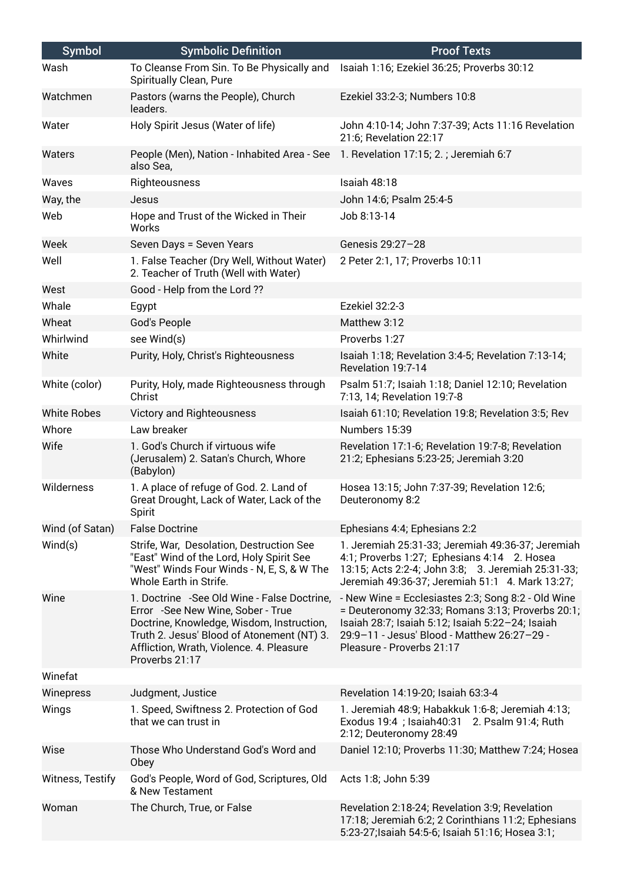| Symbol | Symbolic Definition | Proof Texts |
|---|---|---|
| Wash | To Cleanse From Sin. To Be Physically and Spiritually Clean, Pure | Isaiah 1:16; Ezekiel 36:25; Proverbs 30:12 |
| Watchmen | Pastors (warns the People), Church leaders. | Ezekiel 33:2-3; Numbers 10:8 |
| Water | Holy Spirit Jesus (Water of life) | John 4:10-14; John 7:37-39; Acts 11:16 Revelation 21:6; Revelation 22:17 |
| Waters | People (Men), Nation - Inhabited Area - See also Sea, | 1. Revelation 17:15; 2. ; Jeremiah 6:7 |
| Waves | Righteousness | Isaiah 48:18 |
| Way, the | Jesus | John 14:6; Psalm 25:4-5 |
| Web | Hope and Trust of the Wicked in Their Works | Job 8:13-14 |
| Week | Seven Days = Seven Years | Genesis 29:27–28 |
| Well | 1. False Teacher (Dry Well, Without Water) 2. Teacher of Truth (Well with Water) | 2 Peter 2:1, 17; Proverbs 10:11 |
| West | Good - Help from the Lord ?? | |
| Whale | Egypt | Ezekiel 32:2-3 |
| Wheat | God's People | Matthew 3:12 |
| Whirlwind | see Wind(s) | Proverbs 1:27 |
| White | Purity, Holy, Christ's Righteousness | Isaiah 1:18; Revelation 3:4-5; Revelation 7:13-14; Revelation 19:7-14 |
| White (color) | Purity, Holy, made Righteousness through Christ | Psalm 51:7; Isaiah 1:18; Daniel 12:10; Revelation 7:13, 14; Revelation 19:7-8 |
| White Robes | Victory and Righteousness | Isaiah 61:10; Revelation 19:8; Revelation 3:5; Rev |
| Whore | Law breaker | Numbers 15:39 |
| Wife | 1. God's Church if virtuous wife (Jerusalem) 2. Satan's Church, Whore (Babylon) | Revelation 17:1-6; Revelation 19:7-8; Revelation 21:2; Ephesians 5:23-25; Jeremiah 3:20 |
| Wilderness | 1. A place of refuge of God. 2. Land of Great Drought, Lack of Water, Lack of the Spirit | Hosea 13:15; John 7:37-39; Revelation 12:6; Deuteronomy 8:2 |
| Wind (of Satan) | False Doctrine | Ephesians 4:4; Ephesians 2:2 |
| Wind(s) | Strife, War, Desolation, Destruction See "East" Wind of the Lord, Holy Spirit See "West" Winds Four Winds - N, E, S, & W The Whole Earth in Strife. | 1. Jeremiah 25:31-33; Jeremiah 49:36-37; Jeremiah 4:1; Proverbs 1:27; Ephesians 4:14 2. Hosea 13:15; Acts 2:2-4; John 3:8; 3. Jeremiah 25:31-33; Jeremiah 49:36-37; Jeremiah 51:1 4. Mark 13:27; |
| Wine | 1. Doctrine -See Old Wine - False Doctrine, Error -See New Wine, Sober - True Doctrine, Knowledge, Wisdom, Instruction, Truth 2. Jesus' Blood of Atonement (NT) 3. Affliction, Wrath, Violence. 4. Pleasure Proverbs 21:17 | - New Wine = Ecclesiastes 2:3; Song 8:2 - Old Wine = Deuteronomy 32:33; Romans 3:13; Proverbs 20:1; Isaiah 28:7; Isaiah 5:12; Isaiah 5:22–24; Isaiah 29:9–11 - Jesus' Blood - Matthew 26:27–29 - Pleasure - Proverbs 21:17 |
| Winefat | | |
| Winepress | Judgment, Justice | Revelation 14:19-20; Isaiah 63:3-4 |
| Wings | 1. Speed, Swiftness 2. Protection of God that we can trust in | 1. Jeremiah 48:9; Habakkuk 1:6-8; Jeremiah 4:13; Exodus 19:4 ; Isaiah40:31 2. Psalm 91:4; Ruth 2:12; Deuteronomy 28:49 |
| Wise | Those Who Understand God's Word and Obey | Daniel 12:10; Proverbs 11:30; Matthew 7:24; Hosea |
| Witness, Testify | God's People, Word of God, Scriptures, Old & New Testament | Acts 1:8; John 5:39 |
| Woman | The Church, True, or False | Revelation 2:18-24; Revelation 3:9; Revelation 17:18; Jeremiah 6:2; 2 Corinthians 11:2; Ephesians 5:23-27;Isaiah 54:5-6; Isaiah 51:16; Hosea 3:1; |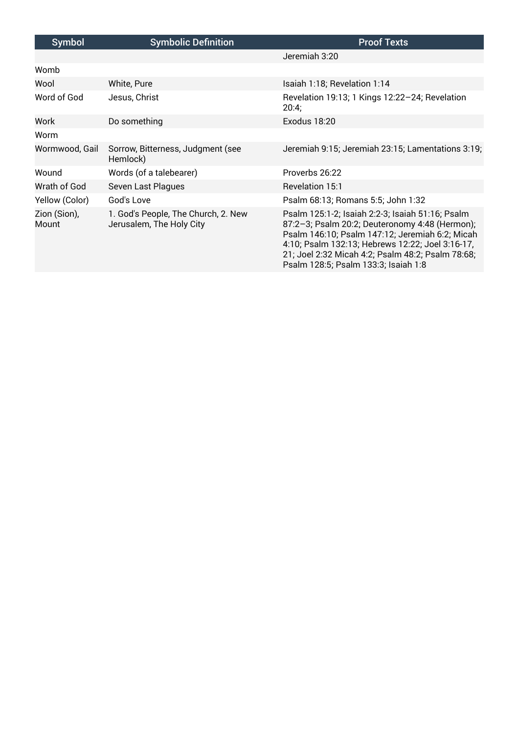| Symbol | Symbolic Definition | Proof Texts |
|---|---|---|
| | | Jeremiah 3:20 |
| Womb | | |
| Wool | White, Pure | Isaiah 1:18; Revelation 1:14 |
| Word of God | Jesus, Christ | Revelation 19:13; 1 Kings 12:22–24; Revelation 20:4; |
| Work | Do something | Exodus 18:20 |
| Worm | | |
| Wormwood, Gail | Sorrow, Bitterness, Judgment (see Hemlock) | Jeremiah 9:15; Jeremiah 23:15; Lamentations 3:19; |
| Wound | Words (of a talebearer) | Proverbs 26:22 |
| Wrath of God | Seven Last Plagues | Revelation 15:1 |
| Yellow (Color) | God's Love | Psalm 68:13; Romans 5:5; John 1:32 |
| Zion (Sion), Mount | 1. God's People, The Church, 2. New Jerusalem, The Holy City | Psalm 125:1-2; Isaiah 2:2-3; Isaiah 51:16; Psalm 87:2–3; Psalm 20:2; Deuteronomy 4:48 (Hermon); Psalm 146:10; Psalm 147:12; Jeremiah 6:2; Micah 4:10; Psalm 132:13; Hebrews 12:22; Joel 3:16-17, 21; Joel 2:32 Micah 4:2; Psalm 48:2; Psalm 78:68; Psalm 128:5; Psalm 133:3; Isaiah 1:8 |